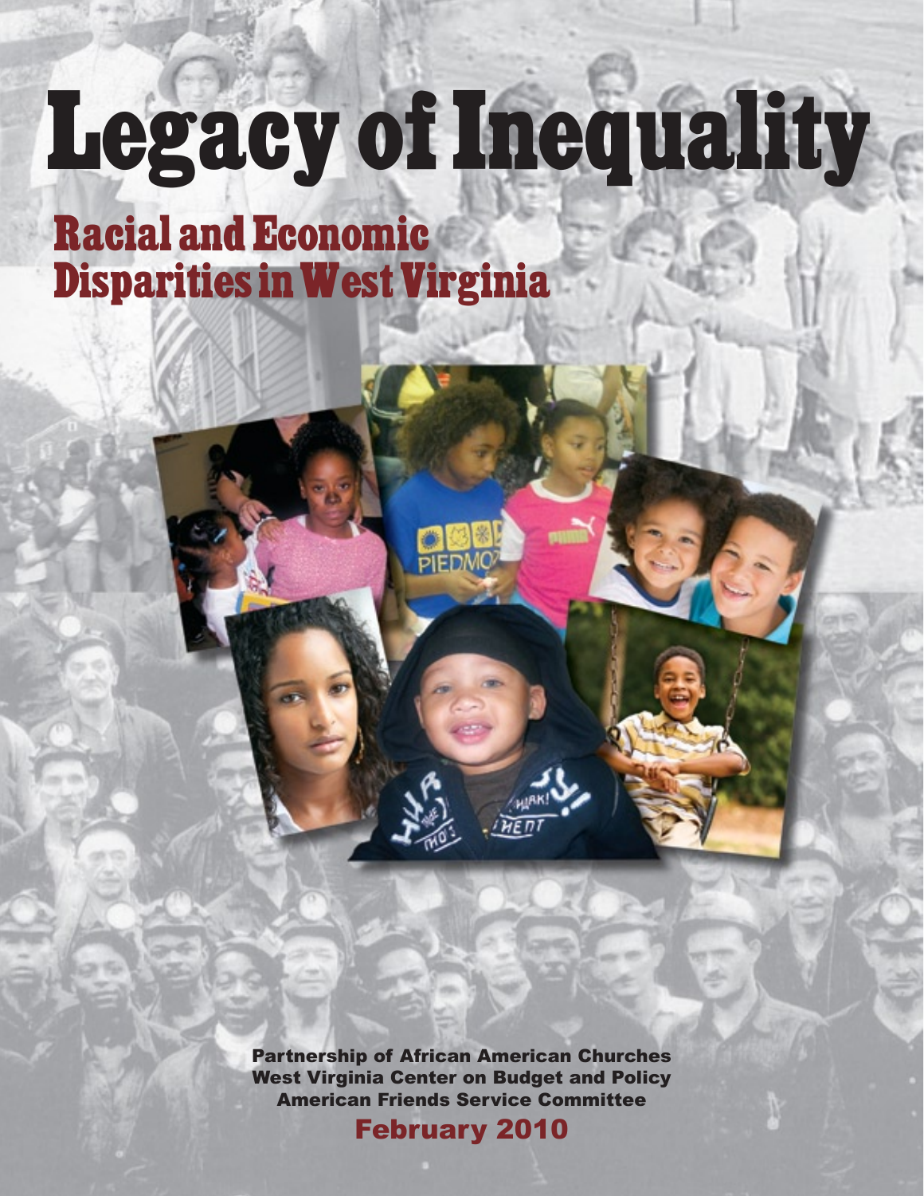# Legacy of Inequality

## Racial and Economic Disparities in West Virginia

Partnership of African American Churches
West Virginia Center on Budget and Policy
American Friends Service Committee

February 2010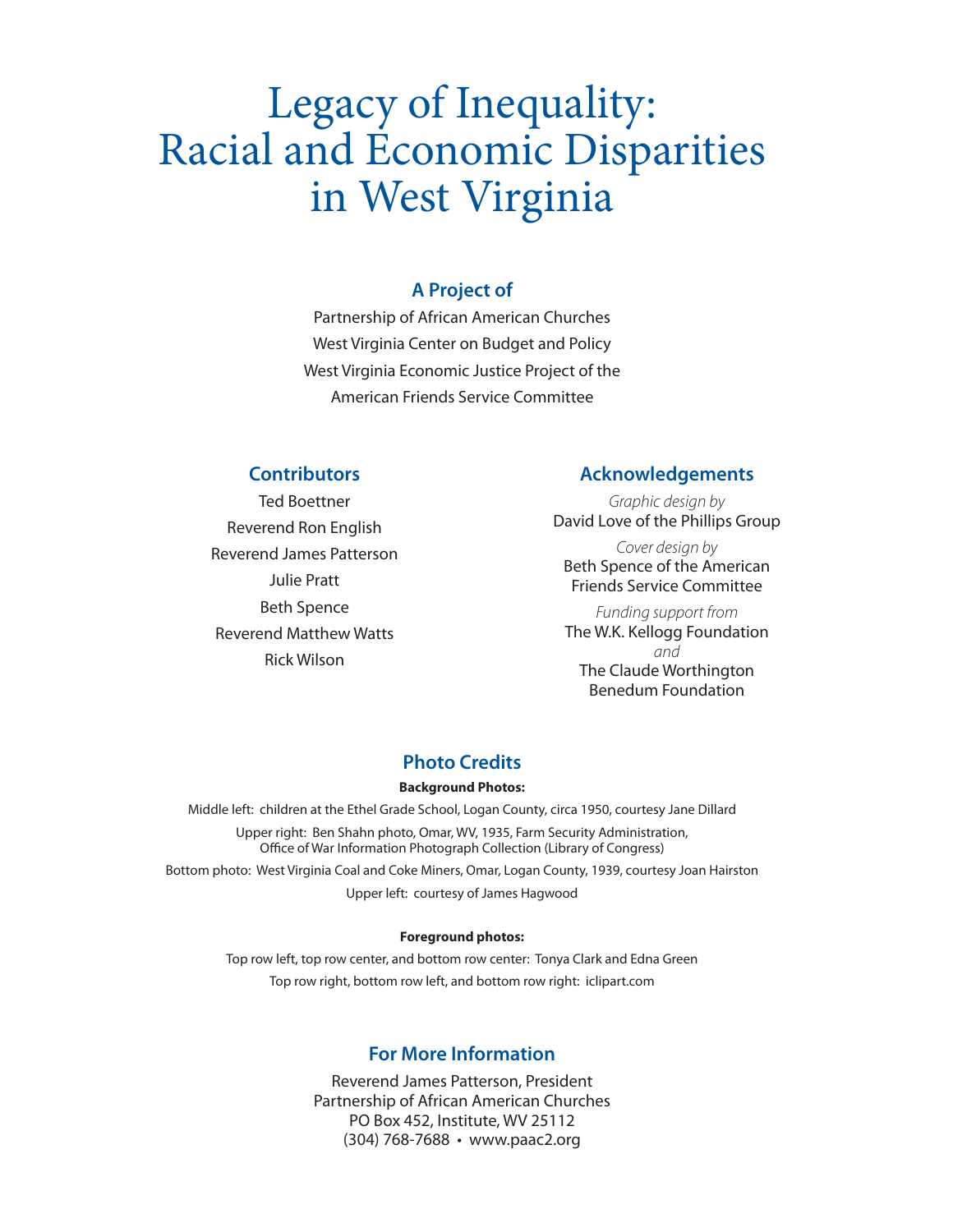# Legacy of Inequality: Racial and Economic Disparities in West Virginia

## A Project of

Partnership of African American Churches
West Virginia Center on Budget and Policy
West Virginia Economic Justice Project of the American Friends Service Committee

## Contributors

Ted Boettner
Reverend Ron English
Reverend James Patterson
Julie Pratt
Beth Spence
Reverend Matthew Watts
Rick Wilson

## Acknowledgements

*Graphic design by*
David Love of the Phillips Group

*Cover design by*
Beth Spence of the American Friends Service Committee

*Funding support from*
The W.K. Kellogg Foundation
*and*
The Claude Worthington Benedum Foundation

## Photo Credits

**Background Photos:**

Middle left: children at the Ethel Grade School, Logan County, circa 1950, courtesy Jane Dillard

Upper right: Ben Shahn photo, Omar, WV, 1935, Farm Security Administration, Office of War Information Photograph Collection (Library of Congress)

Bottom photo: West Virginia Coal and Coke Miners, Omar, Logan County, 1939, courtesy Joan Hairston

Upper left: courtesy of James Hagwood

**Foreground photos:**

Top row left, top row center, and bottom row center: Tonya Clark and Edna Green

Top row right, bottom row left, and bottom row right: iclipart.com

## For More Information

Reverend James Patterson, President
Partnership of African American Churches
PO Box 452, Institute, WV 25112
(304) 768-7688 • www.paac2.org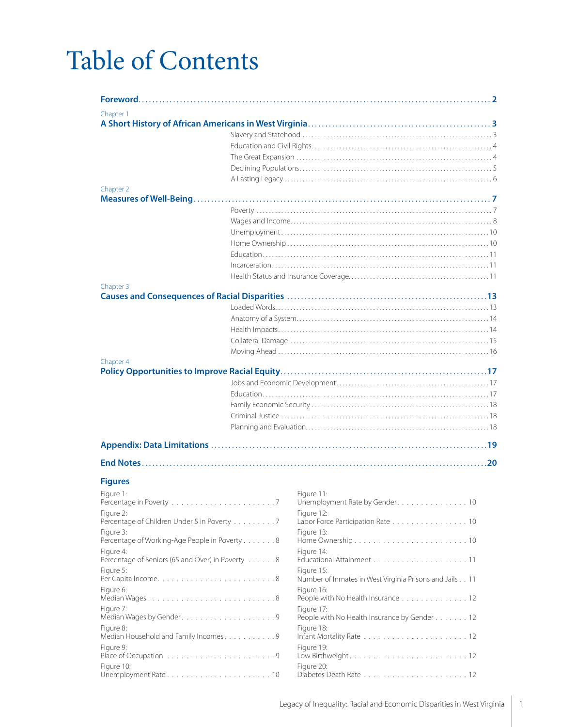# Table of Contents

**Foreword** ........ **2**

Chapter 1
**A Short History of African Americans in West Virginia** ........ **3**

- Slavery and Statehood ........ 3
- Education and Civil Rights ........ 4
- The Great Expansion ........ 4
- Declining Populations ........ 5
- A Lasting Legacy ........ 6

Chapter 2
**Measures of Well-Being** ........ **7**

- Poverty ........ 7
- Wages and Income ........ 8
- Unemployment ........ 10
- Home Ownership ........ 10
- Education ........ 11
- Incarceration ........ 11
- Health Status and Insurance Coverage ........ 11

Chapter 3
**Causes and Consequences of Racial Disparities** ........ **13**

- Loaded Words ........ 13
- Anatomy of a System ........ 14
- Health Impacts ........ 14
- Collateral Damage ........ 15
- Moving Ahead ........ 16

Chapter 4
**Policy Opportunities to Improve Racial Equity** ........ **17**

- Jobs and Economic Development ........ 17
- Education ........ 17
- Family Economic Security ........ 18
- Criminal Justice ........ 18
- Planning and Evaluation ........ 18

**Appendix: Data Limitations** ........ **19**

**End Notes** ........ **20**

## Figures

- Figure 1: Percentage in Poverty ........ 7
- Figure 2: Percentage of Children Under 5 in Poverty ........ 7
- Figure 3: Percentage of Working-Age People in Poverty ........ 8
- Figure 4: Percentage of Seniors (65 and Over) in Poverty ........ 8
- Figure 5: Per Capita Income ........ 8
- Figure 6: Median Wages ........ 8
- Figure 7: Median Wages by Gender ........ 9
- Figure 8: Median Household and Family Incomes ........ 9
- Figure 9: Place of Occupation ........ 9
- Figure 10: Unemployment Rate ........ 10
- Figure 11: Unemployment Rate by Gender ........ 10
- Figure 12: Labor Force Participation Rate ........ 10
- Figure 13: Home Ownership ........ 10
- Figure 14: Educational Attainment ........ 11
- Figure 15: Number of Inmates in West Virginia Prisons and Jails ........ 11
- Figure 16: People with No Health Insurance ........ 12
- Figure 17: People with No Health Insurance by Gender ........ 12
- Figure 18: Infant Mortality Rate ........ 12
- Figure 19: Low Birthweight ........ 12
- Figure 20: Diabetes Death Rate ........ 12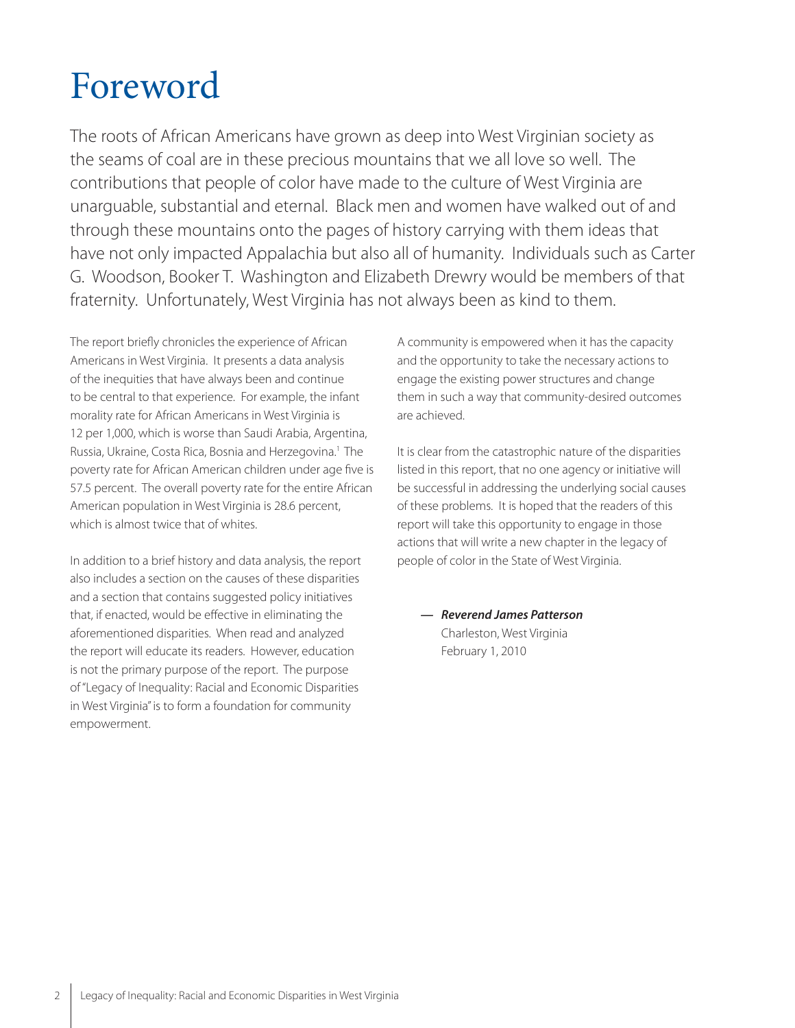# Foreword

The roots of African Americans have grown as deep into West Virginian society as the seams of coal are in these precious mountains that we all love so well. The contributions that people of color have made to the culture of West Virginia are unarguable, substantial and eternal. Black men and women have walked out of and through these mountains onto the pages of history carrying with them ideas that have not only impacted Appalachia but also all of humanity. Individuals such as Carter G. Woodson, Booker T. Washington and Elizabeth Drewry would be members of that fraternity. Unfortunately, West Virginia has not always been as kind to them.

The report briefly chronicles the experience of African Americans in West Virginia. It presents a data analysis of the inequities that have always been and continue to be central to that experience. For example, the infant morality rate for African Americans in West Virginia is 12 per 1,000, which is worse than Saudi Arabia, Argentina, Russia, Ukraine, Costa Rica, Bosnia and Herzegovina.[1] The poverty rate for African American children under age five is 57.5 percent. The overall poverty rate for the entire African American population in West Virginia is 28.6 percent, which is almost twice that of whites.

In addition to a brief history and data analysis, the report also includes a section on the causes of these disparities and a section that contains suggested policy initiatives that, if enacted, would be effective in eliminating the aforementioned disparities. When read and analyzed the report will educate its readers. However, education is not the primary purpose of the report. The purpose of "Legacy of Inequality: Racial and Economic Disparities in West Virginia" is to form a foundation for community empowerment.

A community is empowered when it has the capacity and the opportunity to take the necessary actions to engage the existing power structures and change them in such a way that community-desired outcomes are achieved.

It is clear from the catastrophic nature of the disparities listed in this report, that no one agency or initiative will be successful in addressing the underlying social causes of these problems. It is hoped that the readers of this report will take this opportunity to engage in those actions that will write a new chapter in the legacy of people of color in the State of West Virginia.

— ***Reverend James Patterson***
Charleston, West Virginia
February 1, 2010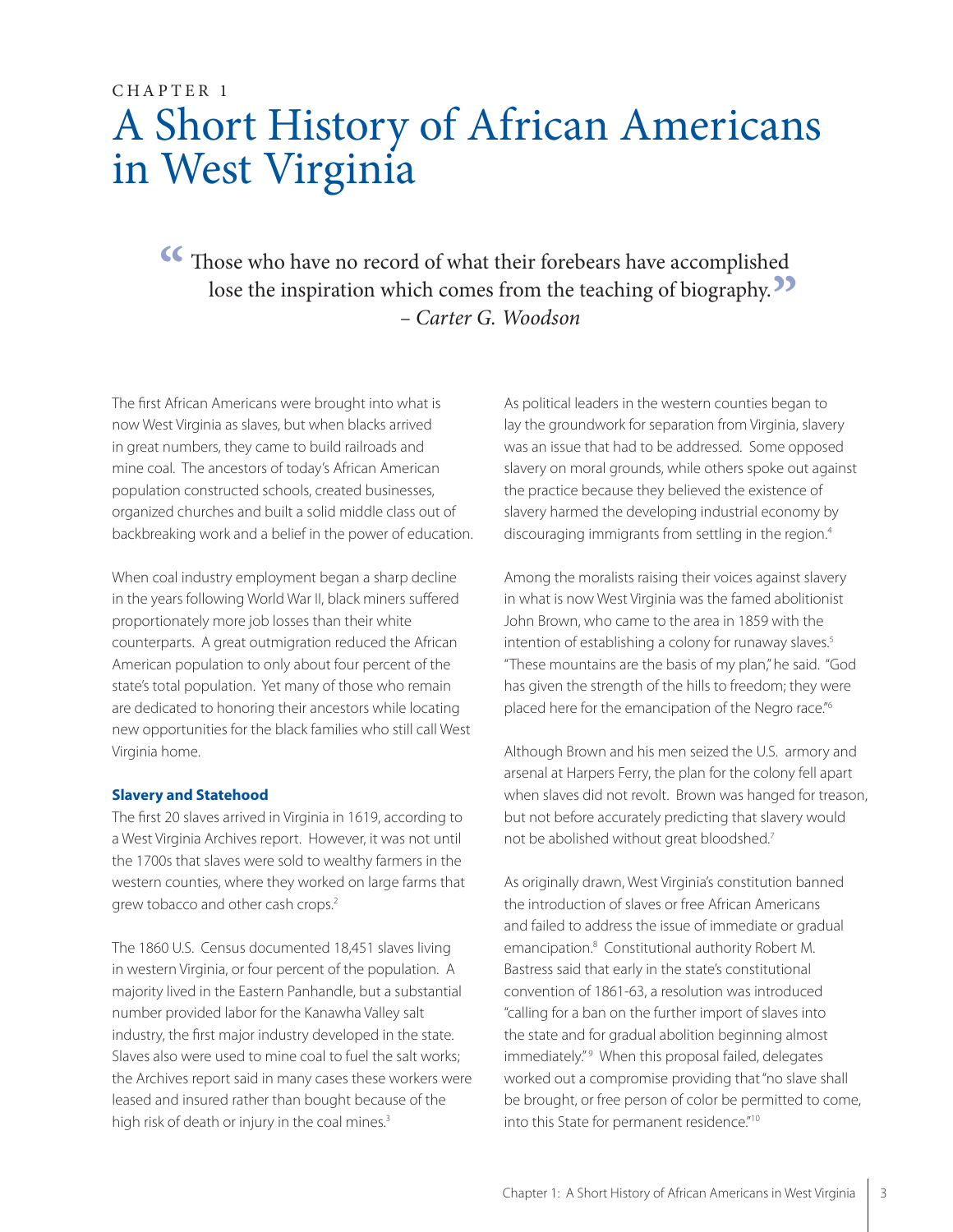CHAPTER 1

# A Short History of African Americans in West Virginia

> "Those who have no record of what their forebears have accomplished lose the inspiration which comes from the teaching of biography."
> – *Carter G. Woodson*

The first African Americans were brought into what is now West Virginia as slaves, but when blacks arrived in great numbers, they came to build railroads and mine coal. The ancestors of today's African American population constructed schools, created businesses, organized churches and built a solid middle class out of backbreaking work and a belief in the power of education.

When coal industry employment began a sharp decline in the years following World War II, black miners suffered proportionately more job losses than their white counterparts. A great outmigration reduced the African American population to only about four percent of the state's total population. Yet many of those who remain are dedicated to honoring their ancestors while locating new opportunities for the black families who still call West Virginia home.

### Slavery and Statehood

The first 20 slaves arrived in Virginia in 1619, according to a West Virginia Archives report. However, it was not until the 1700s that slaves were sold to wealthy farmers in the western counties, where they worked on large farms that grew tobacco and other cash crops.[2]

The 1860 U.S. Census documented 18,451 slaves living in western Virginia, or four percent of the population. A majority lived in the Eastern Panhandle, but a substantial number provided labor for the Kanawha Valley salt industry, the first major industry developed in the state. Slaves also were used to mine coal to fuel the salt works; the Archives report said in many cases these workers were leased and insured rather than bought because of the high risk of death or injury in the coal mines.[3]

As political leaders in the western counties began to lay the groundwork for separation from Virginia, slavery was an issue that had to be addressed. Some opposed slavery on moral grounds, while others spoke out against the practice because they believed the existence of slavery harmed the developing industrial economy by discouraging immigrants from settling in the region.[4]

Among the moralists raising their voices against slavery in what is now West Virginia was the famed abolitionist John Brown, who came to the area in 1859 with the intention of establishing a colony for runaway slaves.[5] "These mountains are the basis of my plan," he said. "God has given the strength of the hills to freedom; they were placed here for the emancipation of the Negro race."[6]

Although Brown and his men seized the U.S. armory and arsenal at Harpers Ferry, the plan for the colony fell apart when slaves did not revolt. Brown was hanged for treason, but not before accurately predicting that slavery would not be abolished without great bloodshed.[7]

As originally drawn, West Virginia's constitution banned the introduction of slaves or free African Americans and failed to address the issue of immediate or gradual emancipation.[8] Constitutional authority Robert M. Bastress said that early in the state's constitutional convention of 1861-63, a resolution was introduced "calling for a ban on the further import of slaves into the state and for gradual abolition beginning almost immediately."[9] When this proposal failed, delegates worked out a compromise providing that "no slave shall be brought, or free person of color be permitted to come, into this State for permanent residence."[10]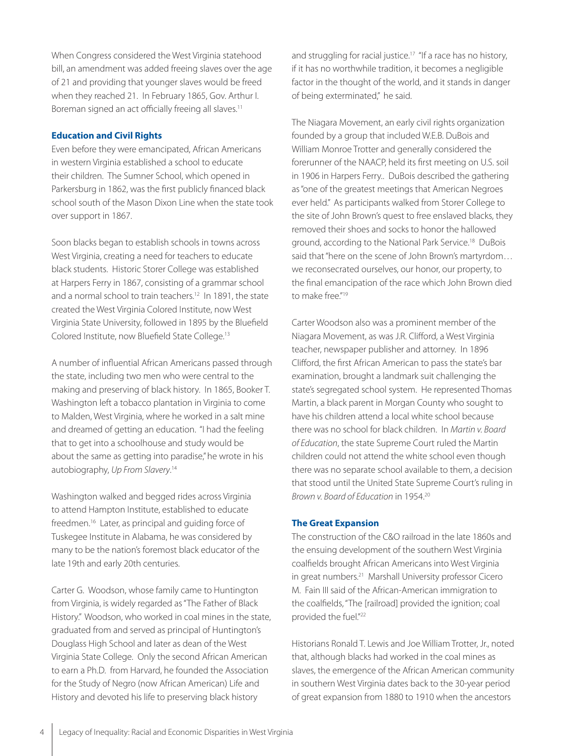When Congress considered the West Virginia statehood bill, an amendment was added freeing slaves over the age of 21 and providing that younger slaves would be freed when they reached 21. In February 1865, Gov. Arthur I. Boreman signed an act officially freeing all slaves.[11]

### Education and Civil Rights

Even before they were emancipated, African Americans in western Virginia established a school to educate their children. The Sumner School, which opened in Parkersburg in 1862, was the first publicly financed black school south of the Mason Dixon Line when the state took over support in 1867.

Soon blacks began to establish schools in towns across West Virginia, creating a need for teachers to educate black students. Historic Storer College was established at Harpers Ferry in 1867, consisting of a grammar school and a normal school to train teachers.[12] In 1891, the state created the West Virginia Colored Institute, now West Virginia State University, followed in 1895 by the Bluefield Colored Institute, now Bluefield State College.[13]

A number of influential African Americans passed through the state, including two men who were central to the making and preserving of black history. In 1865, Booker T. Washington left a tobacco plantation in Virginia to come to Malden, West Virginia, where he worked in a salt mine and dreamed of getting an education. "I had the feeling that to get into a schoolhouse and study would be about the same as getting into paradise," he wrote in his autobiography, *Up From Slavery*.[14]

Washington walked and begged rides across Virginia to attend Hampton Institute, established to educate freedmen.[16] Later, as principal and guiding force of Tuskegee Institute in Alabama, he was considered by many to be the nation's foremost black educator of the late 19th and early 20th centuries.

Carter G. Woodson, whose family came to Huntington from Virginia, is widely regarded as "The Father of Black History." Woodson, who worked in coal mines in the state, graduated from and served as principal of Huntington's Douglass High School and later as dean of the West Virginia State College. Only the second African American to earn a Ph.D. from Harvard, he founded the Association for the Study of Negro (now African American) Life and History and devoted his life to preserving black history and struggling for racial justice.[17] "If a race has no history, if it has no worthwhile tradition, it becomes a negligible factor in the thought of the world, and it stands in danger of being exterminated," he said.

The Niagara Movement, an early civil rights organization founded by a group that included W.E.B. DuBois and William Monroe Trotter and generally considered the forerunner of the NAACP, held its first meeting on U.S. soil in 1906 in Harpers Ferry.. DuBois described the gathering as "one of the greatest meetings that American Negroes ever held." As participants walked from Storer College to the site of John Brown's quest to free enslaved blacks, they removed their shoes and socks to honor the hallowed ground, according to the National Park Service.[18] DuBois said that "here on the scene of John Brown's martyrdom… we reconsecrated ourselves, our honor, our property, to the final emancipation of the race which John Brown died to make free."[19]

Carter Woodson also was a prominent member of the Niagara Movement, as was J.R. Clifford, a West Virginia teacher, newspaper publisher and attorney. In 1896 Clifford, the first African American to pass the state's bar examination, brought a landmark suit challenging the state's segregated school system. He represented Thomas Martin, a black parent in Morgan County who sought to have his children attend a local white school because there was no school for black children. In *Martin v. Board of Education*, the state Supreme Court ruled the Martin children could not attend the white school even though there was no separate school available to them, a decision that stood until the United State Supreme Court's ruling in *Brown v. Board of Education* in 1954.[20]

### The Great Expansion

The construction of the C&O railroad in the late 1860s and the ensuing development of the southern West Virginia coalfields brought African Americans into West Virginia in great numbers.[21] Marshall University professor Cicero M. Fain III said of the African-American immigration to the coalfields, "The [railroad] provided the ignition; coal provided the fuel."[22]

Historians Ronald T. Lewis and Joe William Trotter, Jr., noted that, although blacks had worked in the coal mines as slaves, the emergence of the African American community in southern West Virginia dates back to the 30-year period of great expansion from 1880 to 1910 when the ancestors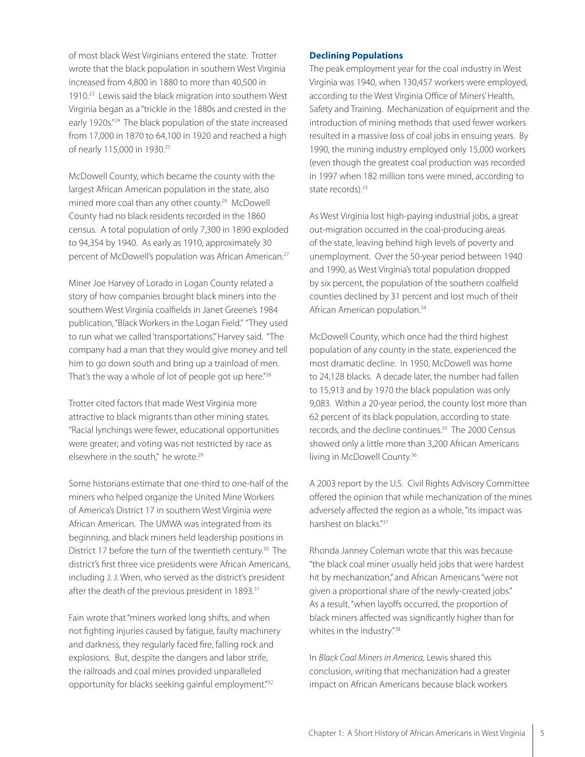of most black West Virginians entered the state. Trotter wrote that the black population in southern West Virginia increased from 4,800 in 1880 to more than 40,500 in 1910.[23] Lewis said the black migration into southern West Virginia began as a "trickle in the 1880s and crested in the early 1920s."[24] The black population of the state increased from 17,000 in 1870 to 64,100 in 1920 and reached a high of nearly 115,000 in 1930.[25]

McDowell County, which became the county with the largest African American population in the state, also mined more coal than any other county.[26] McDowell County had no black residents recorded in the 1860 census. A total population of only 7,300 in 1890 exploded to 94,354 by 1940. As early as 1910, approximately 30 percent of McDowell's population was African American.[27]

Miner Joe Harvey of Lorado in Logan County related a story of how companies brought black miners into the southern West Virginia coalfields in Janet Greene's 1984 publication, "Black Workers in the Logan Field." "They used to run what we called 'transportations,'" Harvey said. "The company had a man that they would give money and tell him to go down south and bring up a trainload of men. That's the way a whole of lot of people got up here."[28]

Trotter cited factors that made West Virginia more attractive to black migrants than other mining states. "Racial lynchings were fewer, educational opportunities were greater; and voting was not restricted by race as elsewhere in the south," he wrote.[29]

Some historians estimate that one-third to one-half of the miners who helped organize the United Mine Workers of America's District 17 in southern West Virginia were African American. The UMWA was integrated from its beginning, and black miners held leadership positions in District 17 before the turn of the twentieth century.[30] The district's first three vice presidents were African Americans, including J. J. Wren, who served as the district's president after the death of the previous president in 1893.[31]

Fain wrote that "miners worked long shifts, and when not fighting injuries caused by fatigue, faulty machinery and darkness, they regularly faced fire, falling rock and explosions. But, despite the dangers and labor strife, the railroads and coal mines provided unparalleled opportunity for blacks seeking gainful employment."[32]

### Declining Populations

The peak employment year for the coal industry in West Virginia was 1940, when 130,457 workers were employed, according to the West Virginia Office of Miners' Health, Safety and Training. Mechanization of equipment and the introduction of mining methods that used fewer workers resulted in a massive loss of coal jobs in ensuing years. By 1990, the mining industry employed only 15,000 workers (even though the greatest coal production was recorded in 1997 when 182 million tons were mined, according to state records).[33]

As West Virginia lost high-paying industrial jobs, a great out-migration occurred in the coal-producing areas of the state, leaving behind high levels of poverty and unemployment. Over the 50-year period between 1940 and 1990, as West Virginia's total population dropped by six percent, the population of the southern coalfield counties declined by 31 percent and lost much of their African American population.[34]

McDowell County, which once had the third highest population of any county in the state, experienced the most dramatic decline. In 1950, McDowell was home to 24,128 blacks. A decade later, the number had fallen to 15,913 and by 1970 the black population was only 9,083. Within a 20-year period, the county lost more than 62 percent of its black population, according to state records, and the decline continues.[35] The 2000 Census showed only a little more than 3,200 African Americans living in McDowell County.[36]

A 2003 report by the U.S. Civil Rights Advisory Committee offered the opinion that while mechanization of the mines adversely affected the region as a whole, "its impact was harshest on blacks."[37]

Rhonda Janney Coleman wrote that this was because "the black coal miner usually held jobs that were hardest hit by mechanization," and African Americans "were not given a proportional share of the newly-created jobs." As a result, "when layoffs occurred, the proportion of black miners affected was significantly higher than for whites in the industry."[38]

In *Black Coal Miners in America*, Lewis shared this conclusion, writing that mechanization had a greater impact on African Americans because black workers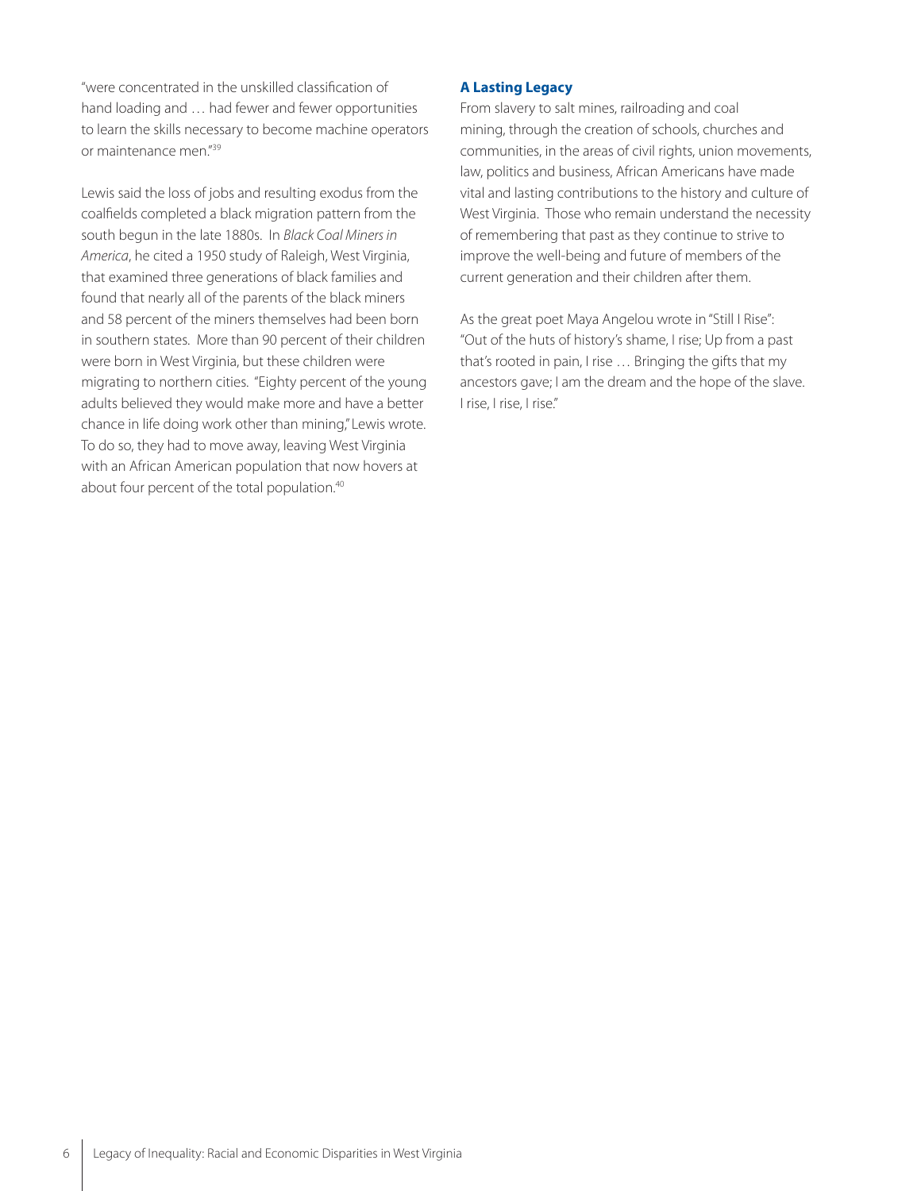"were concentrated in the unskilled classification of hand loading and … had fewer and fewer opportunities to learn the skills necessary to become machine operators or maintenance men."[39]

Lewis said the loss of jobs and resulting exodus from the coalfields completed a black migration pattern from the south begun in the late 1880s. In *Black Coal Miners in America*, he cited a 1950 study of Raleigh, West Virginia, that examined three generations of black families and found that nearly all of the parents of the black miners and 58 percent of the miners themselves had been born in southern states. More than 90 percent of their children were born in West Virginia, but these children were migrating to northern cities. "Eighty percent of the young adults believed they would make more and have a better chance in life doing work other than mining," Lewis wrote. To do so, they had to move away, leaving West Virginia with an African American population that now hovers at about four percent of the total population.[40]

### A Lasting Legacy

From slavery to salt mines, railroading and coal mining, through the creation of schools, churches and communities, in the areas of civil rights, union movements, law, politics and business, African Americans have made vital and lasting contributions to the history and culture of West Virginia. Those who remain understand the necessity of remembering that past as they continue to strive to improve the well-being and future of members of the current generation and their children after them.

As the great poet Maya Angelou wrote in "Still I Rise": "Out of the huts of history's shame, I rise; Up from a past that's rooted in pain, I rise … Bringing the gifts that my ancestors gave; I am the dream and the hope of the slave. I rise, I rise, I rise."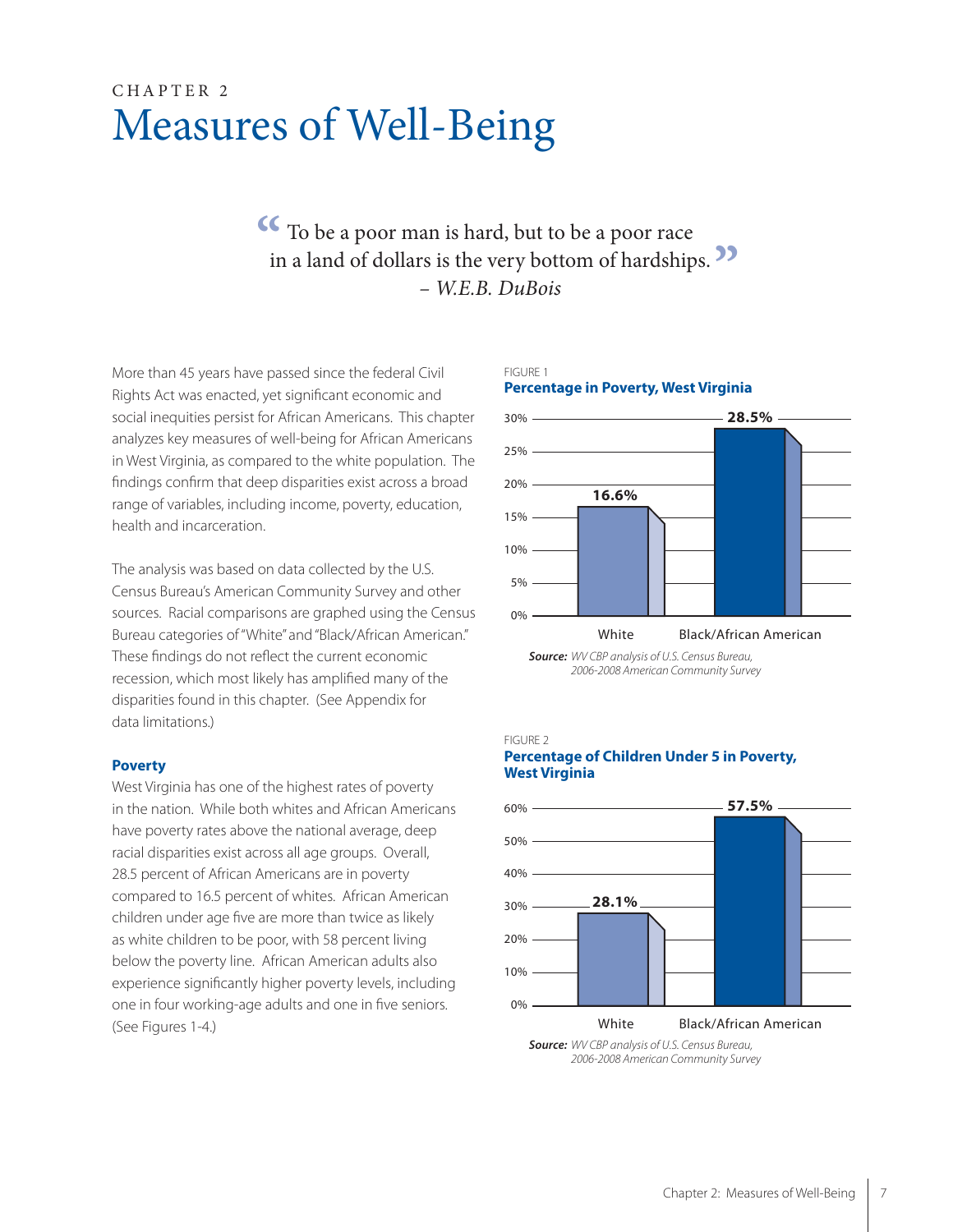# CHAPTER 2
# Measures of Well-Being

> "To be a poor man is hard, but to be a poor race in a land of dollars is the very bottom of hardships."
> – *W.E.B. DuBois*

More than 45 years have passed since the federal Civil Rights Act was enacted, yet significant economic and social inequities persist for African Americans. This chapter analyzes key measures of well-being for African Americans in West Virginia, as compared to the white population. The findings confirm that deep disparities exist across a broad range of variables, including income, poverty, education, health and incarceration.

The analysis was based on data collected by the U.S. Census Bureau's American Community Survey and other sources. Racial comparisons are graphed using the Census Bureau categories of "White" and "Black/African American." These findings do not reflect the current economic recession, which most likely has amplified many of the disparities found in this chapter. (See Appendix for data limitations.)

### Poverty

West Virginia has one of the highest rates of poverty in the nation. While both whites and African Americans have poverty rates above the national average, deep racial disparities exist across all age groups. Overall, 28.5 percent of African Americans are in poverty compared to 16.5 percent of whites. African American children under age five are more than twice as likely as white children to be poor, with 58 percent living below the poverty line. African American adults also experience significantly higher poverty levels, including one in four working-age adults and one in five seniors. (See Figures 1-4.)

FIGURE 1
**Percentage in Poverty, West Virginia**

| | White | Black/African American |
|---|---|---|
| Percentage in Poverty | 16.6% | 28.5% |

***Source:*** *WV CBP analysis of U.S. Census Bureau, 2006-2008 American Community Survey*

FIGURE 2
**Percentage of Children Under 5 in Poverty, West Virginia**

| | White | Black/African American |
|---|---|---|
| Percentage of Children Under 5 in Poverty | 28.1% | 57.5% |

***Source:*** *WV CBP analysis of U.S. Census Bureau, 2006-2008 American Community Survey*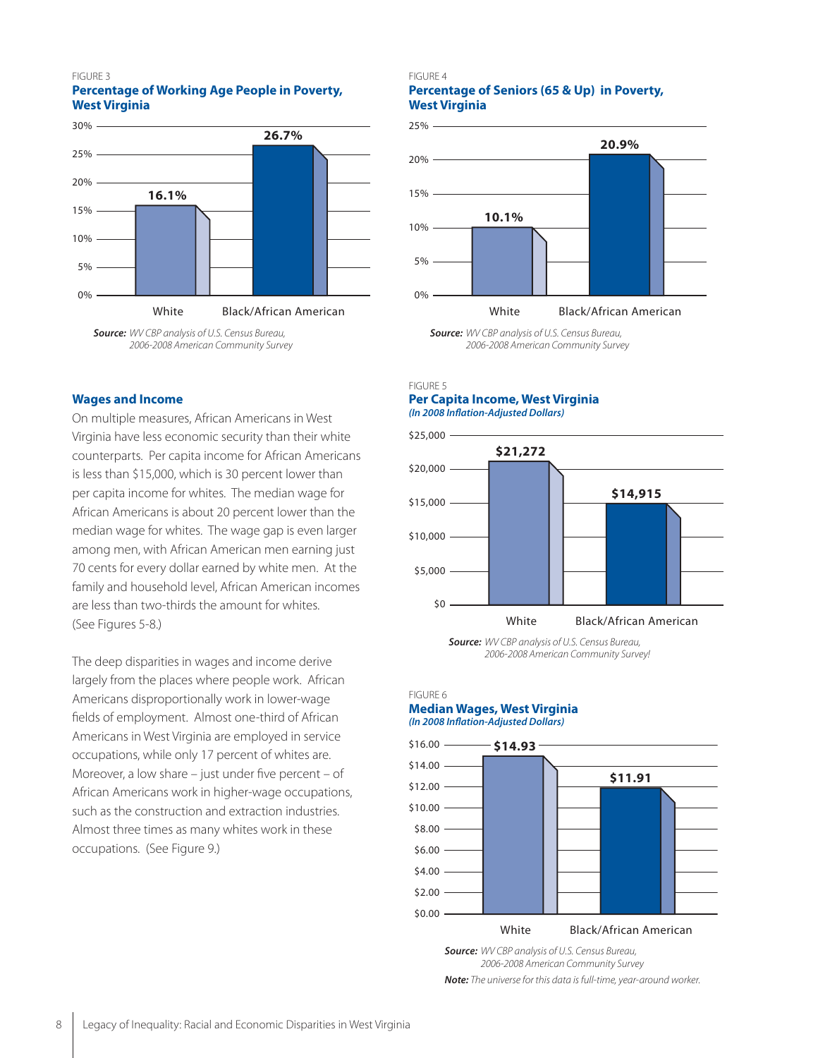FIGURE 3

### Percentage of Working Age People in Poverty, West Virginia

| | White | Black/African American |
|---|---|---|
| Percentage in poverty | 16.1% | 26.7% |

***Source:*** *WV CBP analysis of U.S. Census Bureau, 2006-2008 American Community Survey*

FIGURE 4

### Percentage of Seniors (65 & Up) in Poverty, West Virginia

| | White | Black/African American |
|---|---|---|
| Percentage in poverty | 10.1% | 20.9% |

***Source:*** *WV CBP analysis of U.S. Census Bureau, 2006-2008 American Community Survey*

## Wages and Income

On multiple measures, African Americans in West Virginia have less economic security than their white counterparts. Per capita income for African Americans is less than $15,000, which is 30 percent lower than per capita income for whites. The median wage for African Americans is about 20 percent lower than the median wage for whites. The wage gap is even larger among men, with African American men earning just 70 cents for every dollar earned by white men. At the family and household level, African American incomes are less than two-thirds the amount for whites. (See Figures 5-8.)

The deep disparities in wages and income derive largely from the places where people work. African Americans disproportionally work in lower-wage fields of employment. Almost one-third of African Americans in West Virginia are employed in service occupations, while only 17 percent of whites are. Moreover, a low share – just under five percent – of African Americans work in higher-wage occupations, such as the construction and extraction industries. Almost three times as many whites work in these occupations. (See Figure 9.)

FIGURE 5

### Per Capita Income, West Virginia

***(In 2008 Inflation-Adjusted Dollars)***

| | White | Black/African American |
|---|---|---|
| Per capita income | $21,272 | $14,915 |

***Source:*** *WV CBP analysis of U.S. Census Bureau, 2006-2008 American Community Survey!*

FIGURE 6

### Median Wages, West Virginia

***(In 2008 Inflation-Adjusted Dollars)***

| | White | Black/African American |
|---|---|---|
| Median wage | $14.93 | $11.91 |

***Source:*** *WV CBP analysis of U.S. Census Bureau, 2006-2008 American Community Survey*

***Note:*** *The universe for this data is full-time, year-around worker.*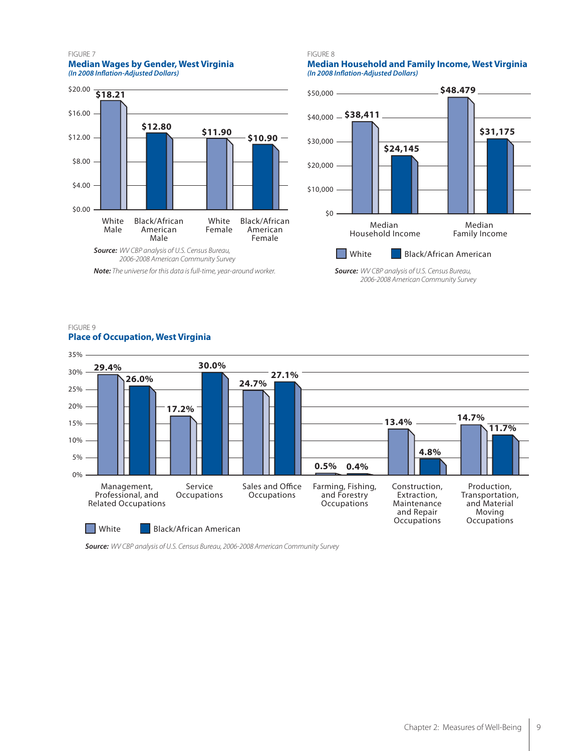FIGURE 7

### Median Wages by Gender, West Virginia

*(In 2008 Inflation-Adjusted Dollars)*

| | Median Wage |
|---|---|
| White Male | $18.21 |
| Black/African American Male | $12.80 |
| White Female | $11.90 |
| Black/African American Female | $10.90 |

**Source:** *WV CBP analysis of U.S. Census Bureau, 2006-2008 American Community Survey*

**Note:** *The universe for this data is full-time, year-around worker.*

FIGURE 8

### Median Household and Family Income, West Virginia

*(In 2008 Inflation-Adjusted Dollars)*

| | White | Black/African American |
|---|---|---|
| Median Household Income | $38,411 | $24,145 |
| Median Family Income | $48.479 | $31,175 |

**Source:** *WV CBP analysis of U.S. Census Bureau, 2006-2008 American Community Survey*

FIGURE 9

### Place of Occupation, West Virginia

| | White | Black/African American |
|---|---|---|
| Management, Professional, and Related Occupations | 29.4% | 26.0% |
| Service Occupations | 17.2% | 30.0% |
| Sales and Office Occupations | 24.7% | 27.1% |
| Farming, Fishing, and Forestry Occupations | 0.5% | 0.4% |
| Construction, Extraction, Maintenance and Repair Occupations | 13.4% | 4.8% |
| Production, Transportation, and Material Moving Occupations | 14.7% | 11.7% |

**Source:** *WV CBP analysis of U.S. Census Bureau, 2006-2008 American Community Survey*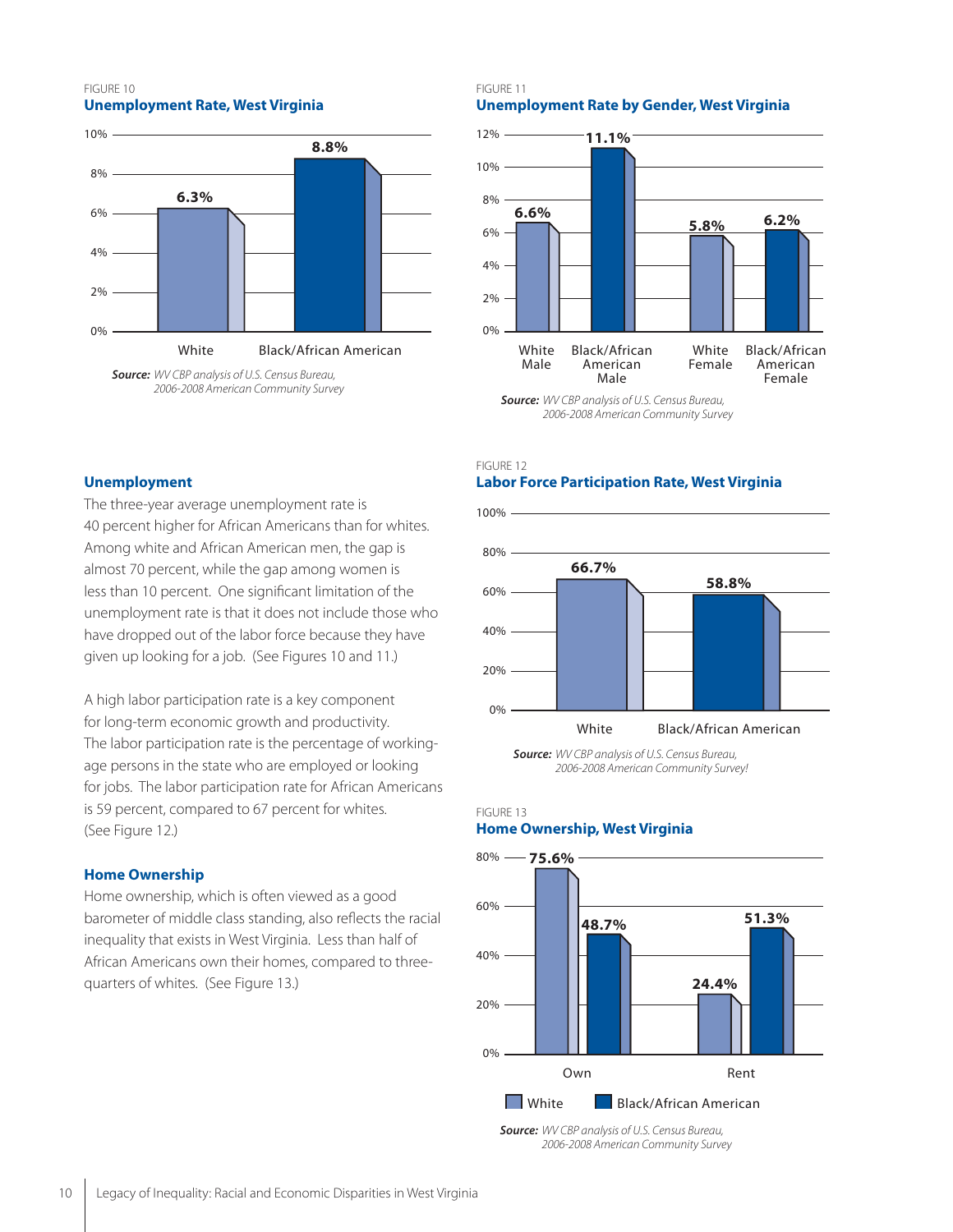FIGURE 10
**Unemployment Rate, West Virginia**

| | Unemployment Rate |
|---|---|
| White | 6.3% |
| Black/African American | 8.8% |

***Source:*** *WV CBP analysis of U.S. Census Bureau, 2006-2008 American Community Survey*

FIGURE 11
**Unemployment Rate by Gender, West Virginia**

| | Unemployment Rate |
|---|---|
| White Male | 6.6% |
| Black/African American Male | 11.1% |
| White Female | 5.8% |
| Black/African American Female | 6.2% |

***Source:*** *WV CBP analysis of U.S. Census Bureau, 2006-2008 American Community Survey*

### Unemployment

The three-year average unemployment rate is 40 percent higher for African Americans than for whites. Among white and African American men, the gap is almost 70 percent, while the gap among women is less than 10 percent. One significant limitation of the unemployment rate is that it does not include those who have dropped out of the labor force because they have given up looking for a job. (See Figures 10 and 11.)

A high labor participation rate is a key component for long-term economic growth and productivity. The labor participation rate is the percentage of working-age persons in the state who are employed or looking for jobs. The labor participation rate for African Americans is 59 percent, compared to 67 percent for whites. (See Figure 12.)

FIGURE 12
**Labor Force Participation Rate, West Virginia**

| | Labor Force Participation Rate |
|---|---|
| White | 66.7% |
| Black/African American | 58.8% |

***Source:*** *WV CBP analysis of U.S. Census Bureau, 2006-2008 American Community Survey!*

### Home Ownership

Home ownership, which is often viewed as a good barometer of middle class standing, also reflects the racial inequality that exists in West Virginia. Less than half of African Americans own their homes, compared to three-quarters of whites. (See Figure 13.)

FIGURE 13
**Home Ownership, West Virginia**

| | White | Black/African American |
|---|---|---|
| Own | 75.6% | 48.7% |
| Rent | 24.4% | 51.3% |

***Source:*** *WV CBP analysis of U.S. Census Bureau, 2006-2008 American Community Survey*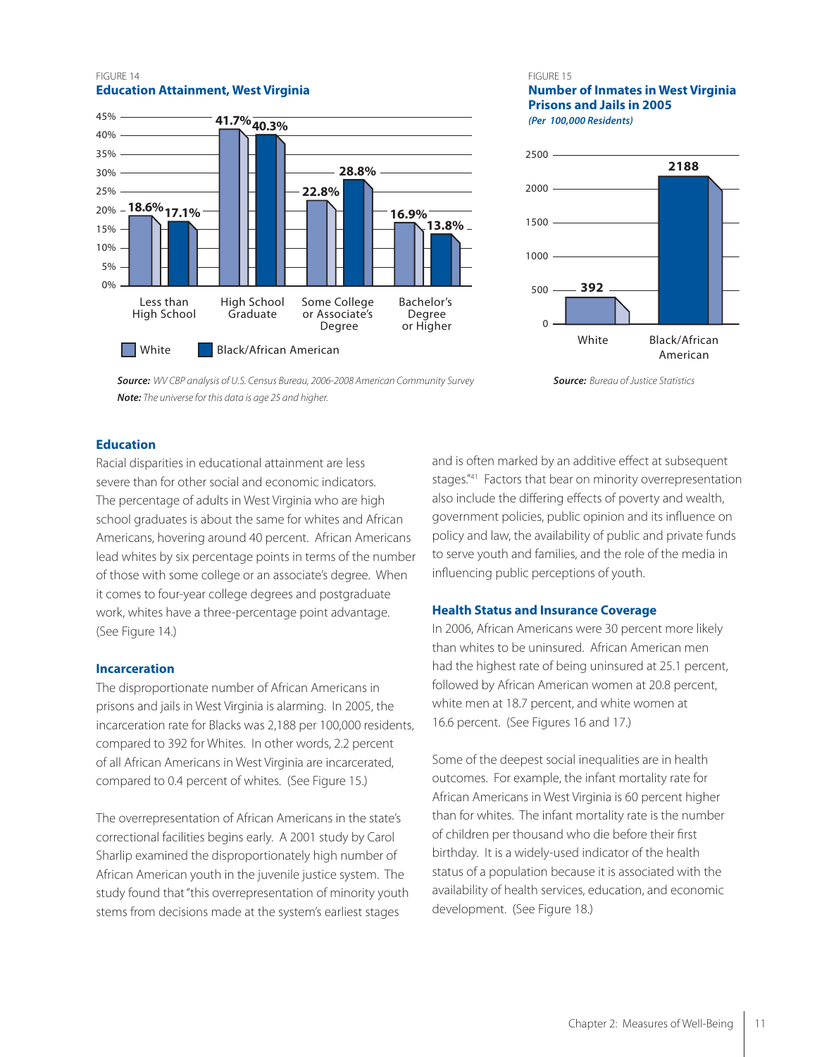FIGURE 14

**Education Attainment, West Virginia**

| | White | Black/African American |
|---|---|---|
| Less than High School | 18.6% | 17.1% |
| High School Graduate | 41.7% | 40.3% |
| Some College or Associate's Degree | 22.8% | 28.8% |
| Bachelor's Degree or Higher | 16.9% | 13.8% |

***Source:*** *WV CBP analysis of U.S. Census Bureau, 2006-2008 American Community Survey*

***Note:*** *The universe for this data is age 25 and higher.*

FIGURE 15

**Number of Inmates in West Virginia Prisons and Jails in 2005**

***(Per 100,000 Residents)***

| | Inmates |
|---|---|
| White | 392 |
| Black/African American | 2188 |

***Source:*** *Bureau of Justice Statistics*

## Education

Racial disparities in educational attainment are less severe than for other social and economic indicators. The percentage of adults in West Virginia who are high school graduates is about the same for whites and African Americans, hovering around 40 percent. African Americans lead whites by six percentage points in terms of the number of those with some college or an associate's degree. When it comes to four-year college degrees and postgraduate work, whites have a three-percentage point advantage. (See Figure 14.)

## Incarceration

The disproportionate number of African Americans in prisons and jails in West Virginia is alarming. In 2005, the incarceration rate for Blacks was 2,188 per 100,000 residents, compared to 392 for Whites. In other words, 2.2 percent of all African Americans in West Virginia are incarcerated, compared to 0.4 percent of whites. (See Figure 15.)

The overrepresentation of African Americans in the state's correctional facilities begins early. A 2001 study by Carol Sharlip examined the disproportionately high number of African American youth in the juvenile justice system. The study found that "this overrepresentation of minority youth stems from decisions made at the system's earliest stages and is often marked by an additive effect at subsequent stages."[41] Factors that bear on minority overrepresentation also include the differing effects of poverty and wealth, government policies, public opinion and its influence on policy and law, the availability of public and private funds to serve youth and families, and the role of the media in influencing public perceptions of youth.

## Health Status and Insurance Coverage

In 2006, African Americans were 30 percent more likely than whites to be uninsured. African American men had the highest rate of being uninsured at 25.1 percent, followed by African American women at 20.8 percent, white men at 18.7 percent, and white women at 16.6 percent. (See Figures 16 and 17.)

Some of the deepest social inequalities are in health outcomes. For example, the infant mortality rate for African Americans in West Virginia is 60 percent higher than for whites. The infant mortality rate is the number of children per thousand who die before their first birthday. It is a widely-used indicator of the health status of a population because it is associated with the availability of health services, education, and economic development. (See Figure 18.)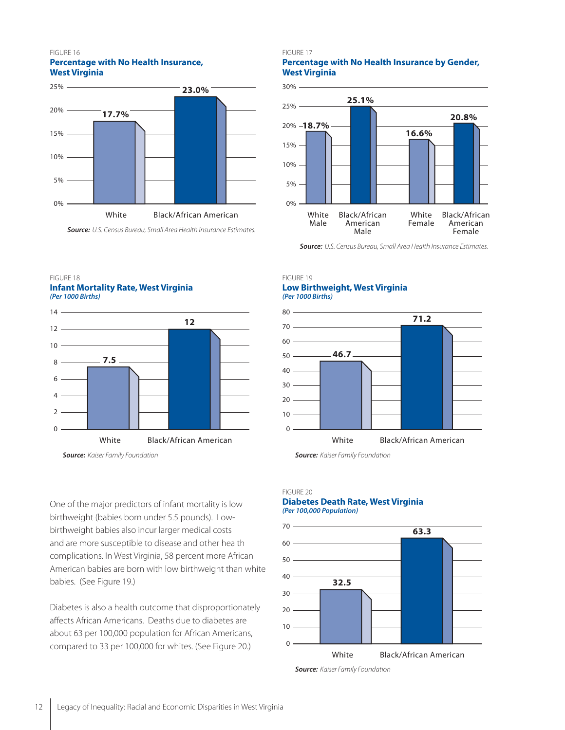FIGURE 16

**Percentage with No Health Insurance, West Virginia**

| | Percentage |
|---|---|
| White | 17.7% |
| Black/African American | 23.0% |

***Source:*** *U.S. Census Bureau, Small Area Health Insurance Estimates.*

FIGURE 17

**Percentage with No Health Insurance by Gender, West Virginia**

| | Percentage |
|---|---|
| White Male | 18.7% |
| Black/African American Male | 25.1% |
| White Female | 16.6% |
| Black/African American Female | 20.8% |

***Source:*** *U.S. Census Bureau, Small Area Health Insurance Estimates.*

FIGURE 18

**Infant Mortality Rate, West Virginia**

***(Per 1000 Births)***

| | Rate |
|---|---|
| White | 7.5 |
| Black/African American | 12 |

***Source:*** *Kaiser Family Foundation*

FIGURE 19

**Low Birthweight, West Virginia**

***(Per 1000 Births)***

| | Rate |
|---|---|
| White | 46.7 |
| Black/African American | 71.2 |

***Source:*** *Kaiser Family Foundation*

One of the major predictors of infant mortality is low birthweight (babies born under 5.5 pounds). Low-birthweight babies also incur larger medical costs and are more susceptible to disease and other health complications. In West Virginia, 58 percent more African American babies are born with low birthweight than white babies. (See Figure 19.)

Diabetes is also a health outcome that disproportionately affects African Americans. Deaths due to diabetes are about 63 per 100,000 population for African Americans, compared to 33 per 100,000 for whites. (See Figure 20.)

FIGURE 20

**Diabetes Death Rate, West Virginia**

***(Per 100,000 Population)***

| | Rate |
|---|---|
| White | 32.5 |
| Black/African American | 63.3 |

***Source:*** *Kaiser Family Foundation*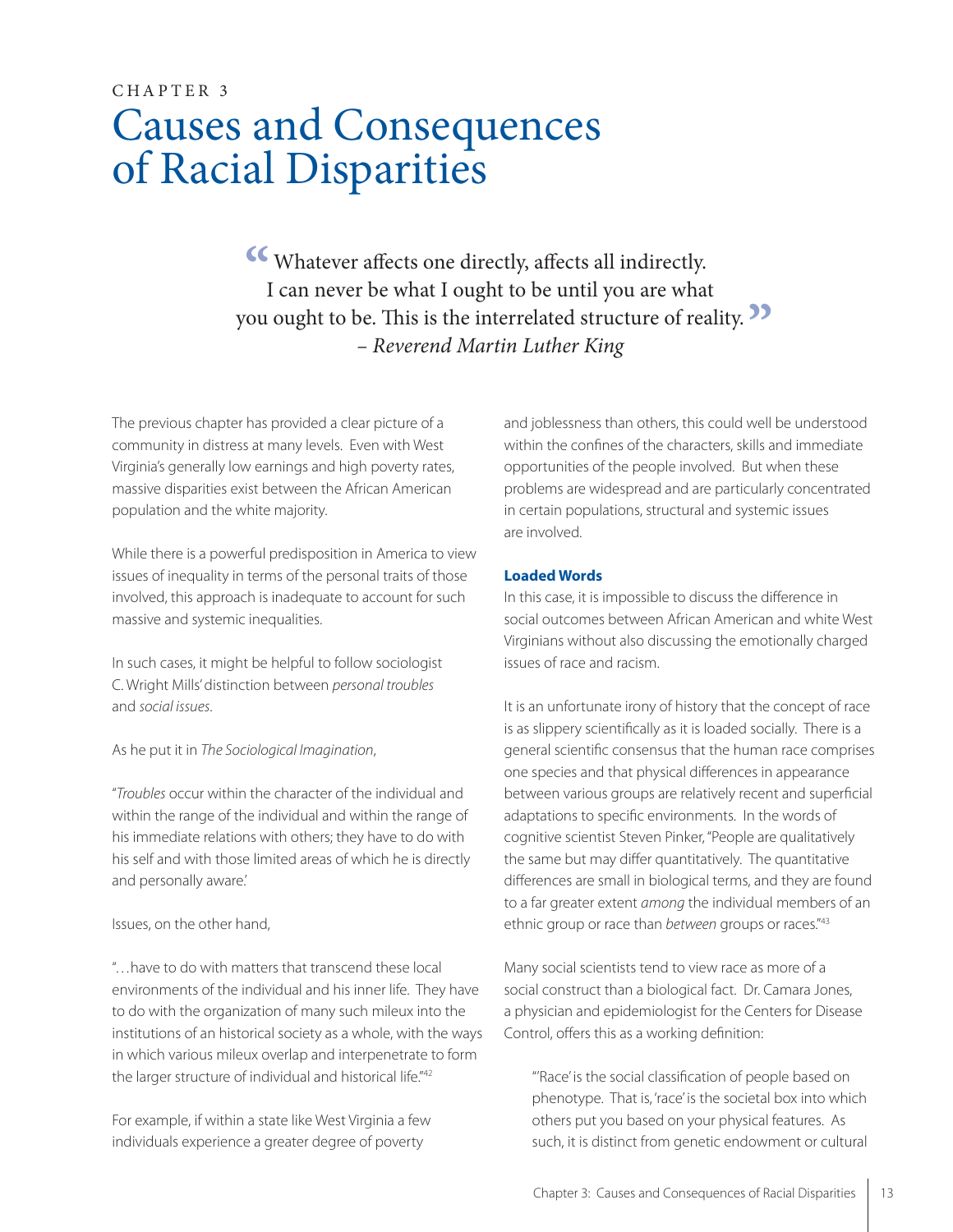CHAPTER 3

# Causes and Consequences of Racial Disparities

> "Whatever affects one directly, affects all indirectly. I can never be what I ought to be until you are what you ought to be. This is the interrelated structure of reality."
> – *Reverend Martin Luther King*

The previous chapter has provided a clear picture of a community in distress at many levels. Even with West Virginia's generally low earnings and high poverty rates, massive disparities exist between the African American population and the white majority.

While there is a powerful predisposition in America to view issues of inequality in terms of the personal traits of those involved, this approach is inadequate to account for such massive and systemic inequalities.

In such cases, it might be helpful to follow sociologist C. Wright Mills' distinction between *personal troubles* and *social issues*.

As he put it in *The Sociological Imagination*,

"*Troubles* occur within the character of the individual and within the range of the individual and within the range of his immediate relations with others; they have to do with his self and with those limited areas of which he is directly and personally aware.'

Issues, on the other hand,

"…have to do with matters that transcend these local environments of the individual and his inner life. They have to do with the organization of many such mileux into the institutions of an historical society as a whole, with the ways in which various mileux overlap and interpenetrate to form the larger structure of individual and historical life."[42]

For example, if within a state like West Virginia a few individuals experience a greater degree of poverty and joblessness than others, this could well be understood within the confines of the characters, skills and immediate opportunities of the people involved. But when these problems are widespread and are particularly concentrated in certain populations, structural and systemic issues are involved.

**Loaded Words**

In this case, it is impossible to discuss the difference in social outcomes between African American and white West Virginians without also discussing the emotionally charged issues of race and racism.

It is an unfortunate irony of history that the concept of race is as slippery scientifically as it is loaded socially. There is a general scientific consensus that the human race comprises one species and that physical differences in appearance between various groups are relatively recent and superficial adaptations to specific environments. In the words of cognitive scientist Steven Pinker, "People are qualitatively the same but may differ quantitatively. The quantitative differences are small in biological terms, and they are found to a far greater extent *among* the individual members of an ethnic group or race than *between* groups or races."[43]

Many social scientists tend to view race as more of a social construct than a biological fact. Dr. Camara Jones, a physician and epidemiologist for the Centers for Disease Control, offers this as a working definition:

> "'Race' is the social classification of people based on phenotype. That is, 'race' is the societal box into which others put you based on your physical features. As such, it is distinct from genetic endowment or cultural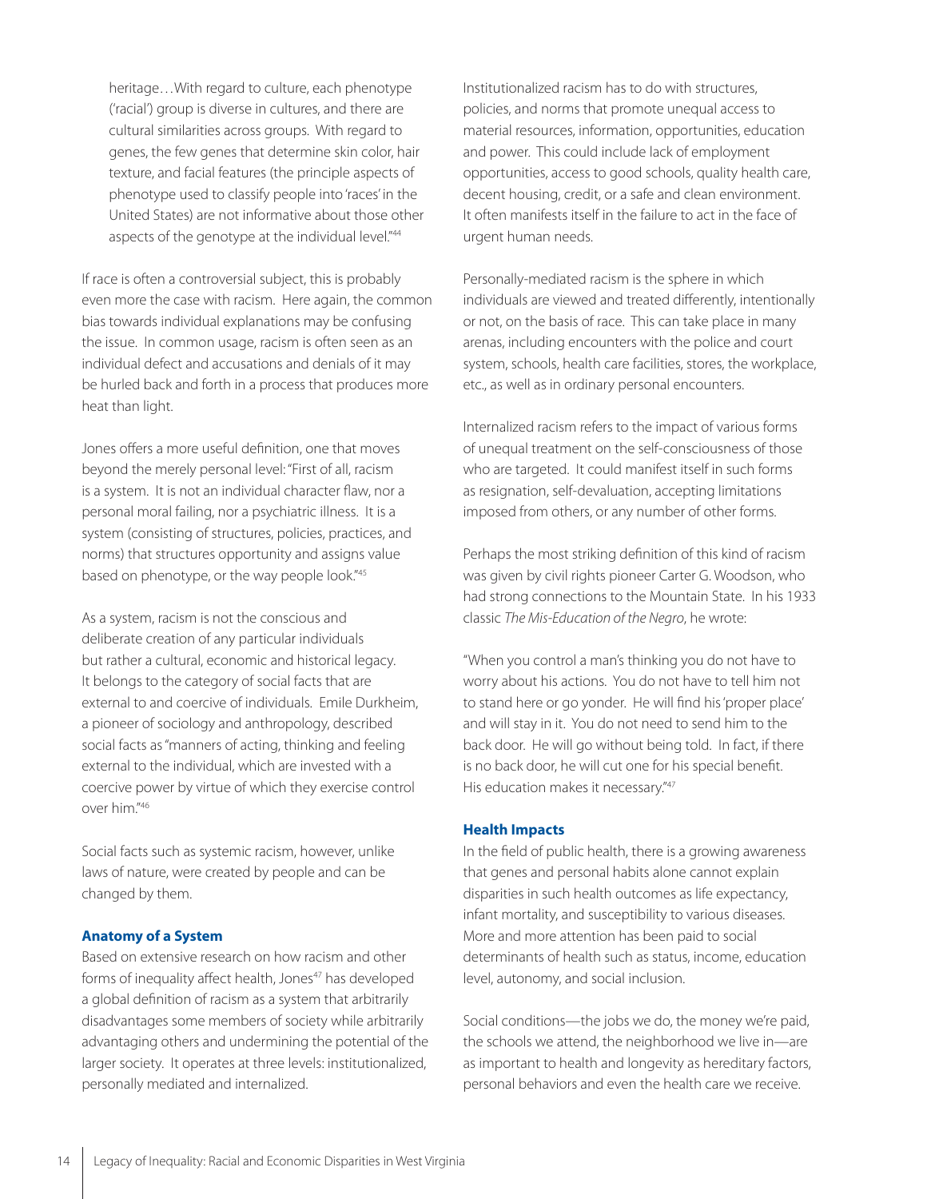heritage…With regard to culture, each phenotype ('racial') group is diverse in cultures, and there are cultural similarities across groups. With regard to genes, the few genes that determine skin color, hair texture, and facial features (the principle aspects of phenotype used to classify people into 'races' in the United States) are not informative about those other aspects of the genotype at the individual level."[44]

If race is often a controversial subject, this is probably even more the case with racism. Here again, the common bias towards individual explanations may be confusing the issue. In common usage, racism is often seen as an individual defect and accusations and denials of it may be hurled back and forth in a process that produces more heat than light.

Jones offers a more useful definition, one that moves beyond the merely personal level: "First of all, racism is a system. It is not an individual character flaw, nor a personal moral failing, nor a psychiatric illness. It is a system (consisting of structures, policies, practices, and norms) that structures opportunity and assigns value based on phenotype, or the way people look."[45]

As a system, racism is not the conscious and deliberate creation of any particular individuals but rather a cultural, economic and historical legacy. It belongs to the category of social facts that are external to and coercive of individuals. Emile Durkheim, a pioneer of sociology and anthropology, described social facts as "manners of acting, thinking and feeling external to the individual, which are invested with a coercive power by virtue of which they exercise control over him."[46]

Social facts such as systemic racism, however, unlike laws of nature, were created by people and can be changed by them.

### Anatomy of a System

Based on extensive research on how racism and other forms of inequality affect health, Jones[47] has developed a global definition of racism as a system that arbitrarily disadvantages some members of society while arbitrarily advantaging others and undermining the potential of the larger society. It operates at three levels: institutionalized, personally mediated and internalized.

Institutionalized racism has to do with structures, policies, and norms that promote unequal access to material resources, information, opportunities, education and power. This could include lack of employment opportunities, access to good schools, quality health care, decent housing, credit, or a safe and clean environment. It often manifests itself in the failure to act in the face of urgent human needs.

Personally-mediated racism is the sphere in which individuals are viewed and treated differently, intentionally or not, on the basis of race. This can take place in many arenas, including encounters with the police and court system, schools, health care facilities, stores, the workplace, etc., as well as in ordinary personal encounters.

Internalized racism refers to the impact of various forms of unequal treatment on the self-consciousness of those who are targeted. It could manifest itself in such forms as resignation, self-devaluation, accepting limitations imposed from others, or any number of other forms.

Perhaps the most striking definition of this kind of racism was given by civil rights pioneer Carter G. Woodson, who had strong connections to the Mountain State. In his 1933 classic *The Mis-Education of the Negro*, he wrote:

"When you control a man's thinking you do not have to worry about his actions. You do not have to tell him not to stand here or go yonder. He will find his 'proper place' and will stay in it. You do not need to send him to the back door. He will go without being told. In fact, if there is no back door, he will cut one for his special benefit. His education makes it necessary."[47]

### Health Impacts

In the field of public health, there is a growing awareness that genes and personal habits alone cannot explain disparities in such health outcomes as life expectancy, infant mortality, and susceptibility to various diseases. More and more attention has been paid to social determinants of health such as status, income, education level, autonomy, and social inclusion.

Social conditions—the jobs we do, the money we're paid, the schools we attend, the neighborhood we live in—are as important to health and longevity as hereditary factors, personal behaviors and even the health care we receive.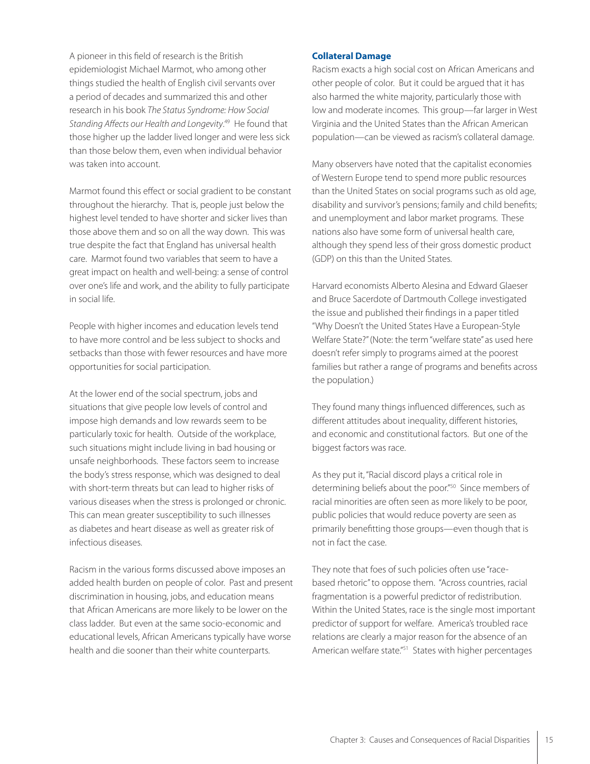A pioneer in this field of research is the British epidemiologist Michael Marmot, who among other things studied the health of English civil servants over a period of decades and summarized this and other research in his book *The Status Syndrome: How Social Standing Affects our Health and Longevity*.[49] He found that those higher up the ladder lived longer and were less sick than those below them, even when individual behavior was taken into account.

Marmot found this effect or social gradient to be constant throughout the hierarchy. That is, people just below the highest level tended to have shorter and sicker lives than those above them and so on all the way down. This was true despite the fact that England has universal health care. Marmot found two variables that seem to have a great impact on health and well-being: a sense of control over one's life and work, and the ability to fully participate in social life.

People with higher incomes and education levels tend to have more control and be less subject to shocks and setbacks than those with fewer resources and have more opportunities for social participation.

At the lower end of the social spectrum, jobs and situations that give people low levels of control and impose high demands and low rewards seem to be particularly toxic for health. Outside of the workplace, such situations might include living in bad housing or unsafe neighborhoods. These factors seem to increase the body's stress response, which was designed to deal with short-term threats but can lead to higher risks of various diseases when the stress is prolonged or chronic. This can mean greater susceptibility to such illnesses as diabetes and heart disease as well as greater risk of infectious diseases.

Racism in the various forms discussed above imposes an added health burden on people of color. Past and present discrimination in housing, jobs, and education means that African Americans are more likely to be lower on the class ladder. But even at the same socio-economic and educational levels, African Americans typically have worse health and die sooner than their white counterparts.

### Collateral Damage

Racism exacts a high social cost on African Americans and other people of color. But it could be argued that it has also harmed the white majority, particularly those with low and moderate incomes. This group—far larger in West Virginia and the United States than the African American population—can be viewed as racism's collateral damage.

Many observers have noted that the capitalist economies of Western Europe tend to spend more public resources than the United States on social programs such as old age, disability and survivor's pensions; family and child benefits; and unemployment and labor market programs. These nations also have some form of universal health care, although they spend less of their gross domestic product (GDP) on this than the United States.

Harvard economists Alberto Alesina and Edward Glaeser and Bruce Sacerdote of Dartmouth College investigated the issue and published their findings in a paper titled "Why Doesn't the United States Have a European-Style Welfare State?" (Note: the term "welfare state" as used here doesn't refer simply to programs aimed at the poorest families but rather a range of programs and benefits across the population.)

They found many things influenced differences, such as different attitudes about inequality, different histories, and economic and constitutional factors. But one of the biggest factors was race.

As they put it, "Racial discord plays a critical role in determining beliefs about the poor."[50] Since members of racial minorities are often seen as more likely to be poor, public policies that would reduce poverty are seen as primarily benefitting those groups—even though that is not in fact the case.

They note that foes of such policies often use "race-based rhetoric" to oppose them. "Across countries, racial fragmentation is a powerful predictor of redistribution. Within the United States, race is the single most important predictor of support for welfare. America's troubled race relations are clearly a major reason for the absence of an American welfare state."[51] States with higher percentages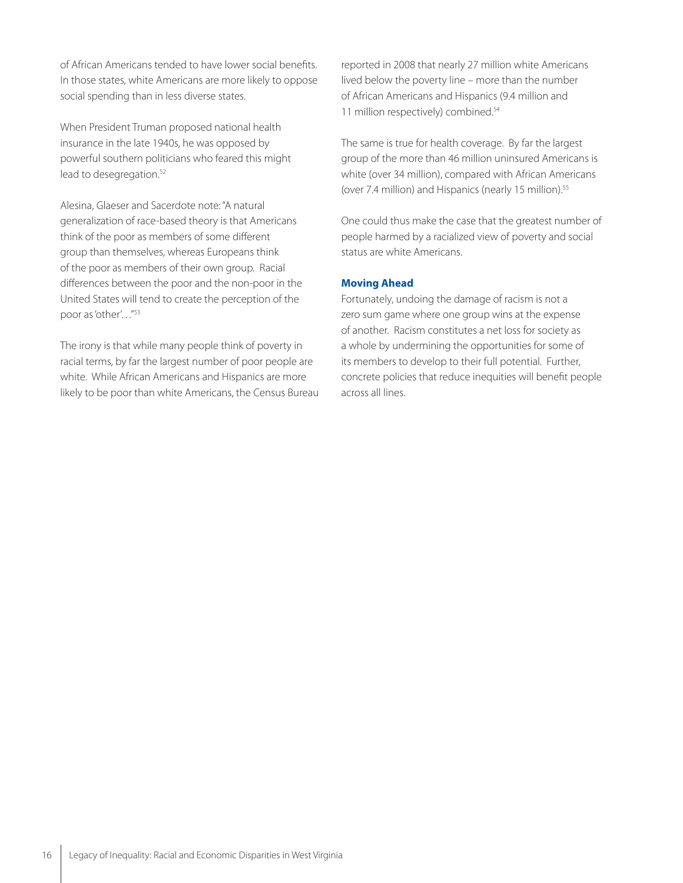of African Americans tended to have lower social benefits. In those states, white Americans are more likely to oppose social spending than in less diverse states.

When President Truman proposed national health insurance in the late 1940s, he was opposed by powerful southern politicians who feared this might lead to desegregation.[52]

Alesina, Glaeser and Sacerdote note: "A natural generalization of race-based theory is that Americans think of the poor as members of some different group than themselves, whereas Europeans think of the poor as members of their own group. Racial differences between the poor and the non-poor in the United States will tend to create the perception of the poor as 'other'…"[53]

The irony is that while many people think of poverty in racial terms, by far the largest number of poor people are white. While African Americans and Hispanics are more likely to be poor than white Americans, the Census Bureau reported in 2008 that nearly 27 million white Americans lived below the poverty line – more than the number of African Americans and Hispanics (9.4 million and 11 million respectively) combined.[54]

The same is true for health coverage. By far the largest group of the more than 46 million uninsured Americans is white (over 34 million), compared with African Americans (over 7.4 million) and Hispanics (nearly 15 million).[55]

One could thus make the case that the greatest number of people harmed by a racialized view of poverty and social status are white Americans.

### Moving Ahead

Fortunately, undoing the damage of racism is not a zero sum game where one group wins at the expense of another. Racism constitutes a net loss for society as a whole by undermining the opportunities for some of its members to develop to their full potential. Further, concrete policies that reduce inequities will benefit people across all lines.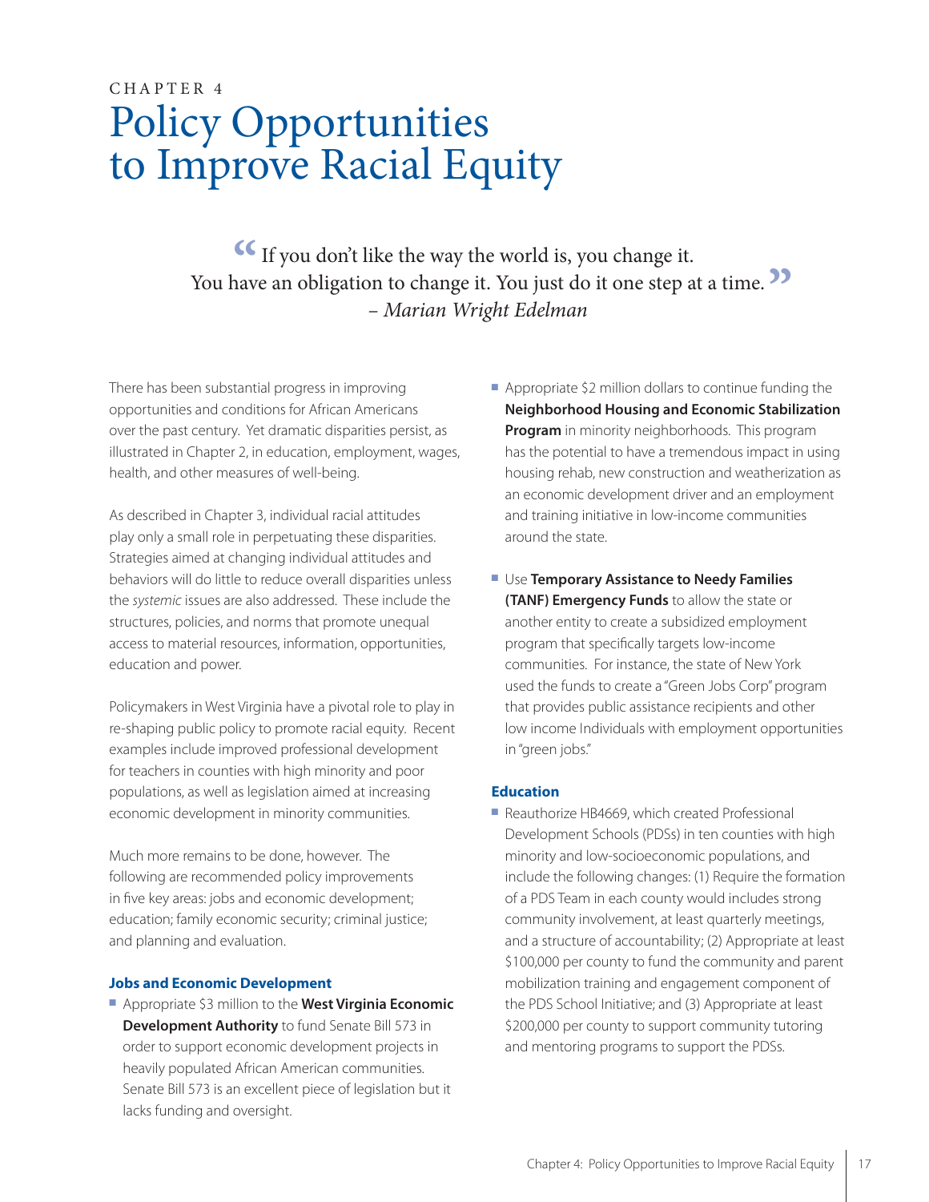CHAPTER 4

# Policy Opportunities to Improve Racial Equity

> "If you don't like the way the world is, you change it. You have an obligation to change it. You just do it one step at a time."
> – *Marian Wright Edelman*

There has been substantial progress in improving opportunities and conditions for African Americans over the past century. Yet dramatic disparities persist, as illustrated in Chapter 2, in education, employment, wages, health, and other measures of well-being.

As described in Chapter 3, individual racial attitudes play only a small role in perpetuating these disparities. Strategies aimed at changing individual attitudes and behaviors will do little to reduce overall disparities unless the *systemic* issues are also addressed. These include the structures, policies, and norms that promote unequal access to material resources, information, opportunities, education and power.

Policymakers in West Virginia have a pivotal role to play in re-shaping public policy to promote racial equity. Recent examples include improved professional development for teachers in counties with high minority and poor populations, as well as legislation aimed at increasing economic development in minority communities.

Much more remains to be done, however. The following are recommended policy improvements in five key areas: jobs and economic development; education; family economic security; criminal justice; and planning and evaluation.

### Jobs and Economic Development

- Appropriate $3 million to the **West Virginia Economic Development Authority** to fund Senate Bill 573 in order to support economic development projects in heavily populated African American communities. Senate Bill 573 is an excellent piece of legislation but it lacks funding and oversight.
- Appropriate $2 million dollars to continue funding the **Neighborhood Housing and Economic Stabilization Program** in minority neighborhoods. This program has the potential to have a tremendous impact in using housing rehab, new construction and weatherization as an economic development driver and an employment and training initiative in low-income communities around the state.
- Use **Temporary Assistance to Needy Families (TANF) Emergency Funds** to allow the state or another entity to create a subsidized employment program that specifically targets low-income communities. For instance, the state of New York used the funds to create a "Green Jobs Corp" program that provides public assistance recipients and other low income Individuals with employment opportunities in "green jobs."

### Education

- Reauthorize HB4669, which created Professional Development Schools (PDSs) in ten counties with high minority and low-socioeconomic populations, and include the following changes: (1) Require the formation of a PDS Team in each county would includes strong community involvement, at least quarterly meetings, and a structure of accountability; (2) Appropriate at least $100,000 per county to fund the community and parent mobilization training and engagement component of the PDS School Initiative; and (3) Appropriate at least $200,000 per county to support community tutoring and mentoring programs to support the PDSs.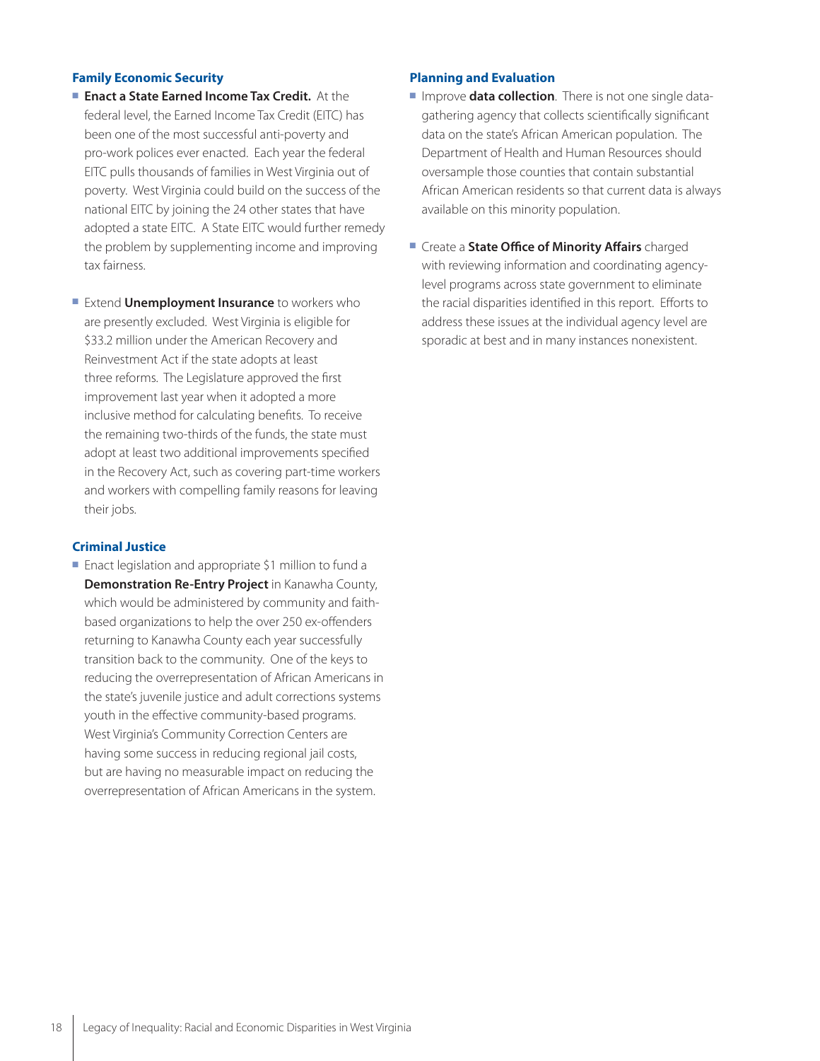### Family Economic Security

- **Enact a State Earned Income Tax Credit.** At the federal level, the Earned Income Tax Credit (EITC) has been one of the most successful anti-poverty and pro-work polices ever enacted. Each year the federal EITC pulls thousands of families in West Virginia out of poverty. West Virginia could build on the success of the national EITC by joining the 24 other states that have adopted a state EITC. A State EITC would further remedy the problem by supplementing income and improving tax fairness.

- Extend **Unemployment Insurance** to workers who are presently excluded. West Virginia is eligible for $33.2 million under the American Recovery and Reinvestment Act if the state adopts at least three reforms. The Legislature approved the first improvement last year when it adopted a more inclusive method for calculating benefits. To receive the remaining two-thirds of the funds, the state must adopt at least two additional improvements specified in the Recovery Act, such as covering part-time workers and workers with compelling family reasons for leaving their jobs.

### Criminal Justice

- Enact legislation and appropriate $1 million to fund a **Demonstration Re-Entry Project** in Kanawha County, which would be administered by community and faith-based organizations to help the over 250 ex-offenders returning to Kanawha County each year successfully transition back to the community. One of the keys to reducing the overrepresentation of African Americans in the state's juvenile justice and adult corrections systems youth in the effective community-based programs. West Virginia's Community Correction Centers are having some success in reducing regional jail costs, but are having no measurable impact on reducing the overrepresentation of African Americans in the system.

### Planning and Evaluation

- Improve **data collection**. There is not one single data-gathering agency that collects scientifically significant data on the state's African American population. The Department of Health and Human Resources should oversample those counties that contain substantial African American residents so that current data is always available on this minority population.

- Create a **State Office of Minority Affairs** charged with reviewing information and coordinating agency-level programs across state government to eliminate the racial disparities identified in this report. Efforts to address these issues at the individual agency level are sporadic at best and in many instances nonexistent.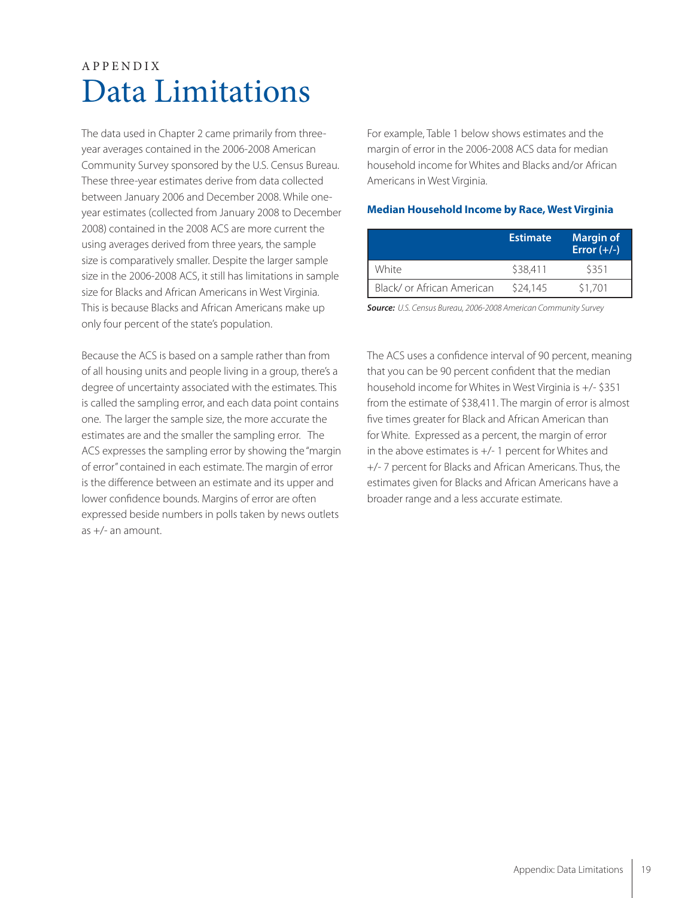APPENDIX

# Data Limitations

The data used in Chapter 2 came primarily from three-year averages contained in the 2006-2008 American Community Survey sponsored by the U.S. Census Bureau. These three-year estimates derive from data collected between January 2006 and December 2008. While one-year estimates (collected from January 2008 to December 2008) contained in the 2008 ACS are more current the using averages derived from three years, the sample size is comparatively smaller. Despite the larger sample size in the 2006-2008 ACS, it still has limitations in sample size for Blacks and African Americans in West Virginia. This is because Blacks and African Americans make up only four percent of the state's population.

Because the ACS is based on a sample rather than from of all housing units and people living in a group, there's a degree of uncertainty associated with the estimates. This is called the sampling error, and each data point contains one. The larger the sample size, the more accurate the estimates are and the smaller the sampling error. The ACS expresses the sampling error by showing the "margin of error" contained in each estimate. The margin of error is the difference between an estimate and its upper and lower confidence bounds. Margins of error are often expressed beside numbers in polls taken by news outlets as +/- an amount.

For example, Table 1 below shows estimates and the margin of error in the 2006-2008 ACS data for median household income for Whites and Blacks and/or African Americans in West Virginia.

**Median Household Income by Race, West Virginia**

| | Estimate | Margin of Error (+/-) |
|---|---|---|
| White | $38,411 | $351 |
| Black/ or African American | $24,145 | $1,701 |

***Source:*** *U.S. Census Bureau, 2006-2008 American Community Survey*

The ACS uses a confidence interval of 90 percent, meaning that you can be 90 percent confident that the median household income for Whites in West Virginia is +/- $351 from the estimate of $38,411. The margin of error is almost five times greater for Black and African American than for White. Expressed as a percent, the margin of error in the above estimates is +/- 1 percent for Whites and +/- 7 percent for Blacks and African Americans. Thus, the estimates given for Blacks and African Americans have a broader range and a less accurate estimate.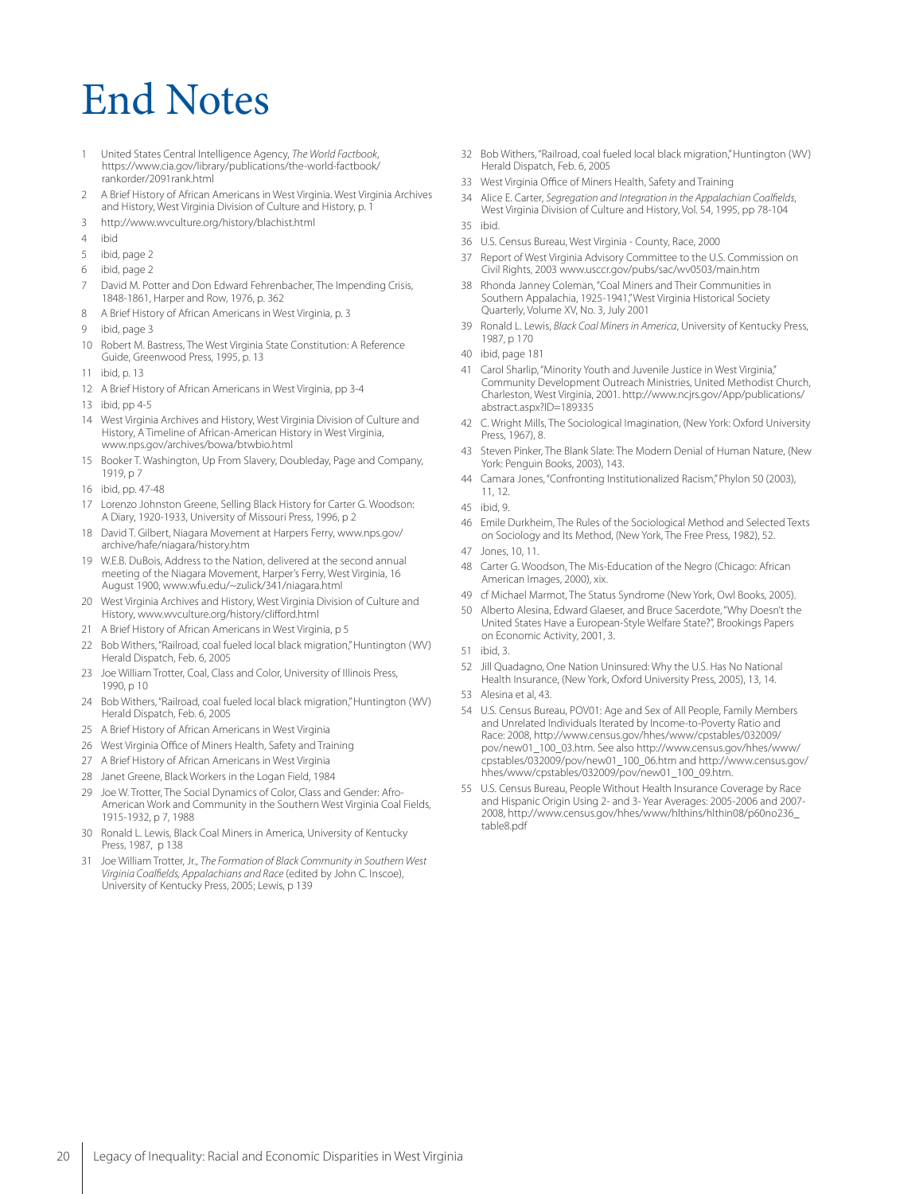# End Notes

1. United States Central Intelligence Agency, *The World Factbook*, https://www.cia.gov/library/publications/the-world-factbook/rankorder/2091rank.html
2. A Brief History of African Americans in West Virginia. West Virginia Archives and History, West Virginia Division of Culture and History, p. 1
3. http://www.wvculture.org/history/blachist.html
4. ibid
5. ibid, page 2
6. ibid, page 2
7. David M. Potter and Don Edward Fehrenbacher, The Impending Crisis, 1848-1861, Harper and Row, 1976, p. 362
8. A Brief History of African Americans in West Virginia, p. 3
9. ibid, page 3
10. Robert M. Bastress, The West Virginia State Constitution: A Reference Guide, Greenwood Press, 1995, p. 13
11. ibid, p. 13
12. A Brief History of African Americans in West Virginia, pp 3-4
13. ibid, pp 4-5
14. West Virginia Archives and History, West Virginia Division of Culture and History, A Timeline of African-American History in West Virginia, www.nps.gov/archives/bowa/btwbio.html
15. Booker T. Washington, Up From Slavery, Doubleday, Page and Company, 1919, p 7
16. ibid, pp. 47-48
17. Lorenzo Johnston Greene, Selling Black History for Carter G. Woodson: A Diary, 1920-1933, University of Missouri Press, 1996, p 2
18. David T. Gilbert, Niagara Movement at Harpers Ferry, www.nps.gov/archive/hafe/niagara/history.htm
19. W.E.B. DuBois, Address to the Nation, delivered at the second annual meeting of the Niagara Movement, Harper's Ferry, West Virginia, 16 August 1900, www.wfu.edu/~zulick/341/niagara.html
20. West Virginia Archives and History, West Virginia Division of Culture and History, www.wvculture.org/history/clifford.html
21. A Brief History of African Americans in West Virginia, p 5
22. Bob Withers, "Railroad, coal fueled local black migration," Huntington (WV) Herald Dispatch, Feb. 6, 2005
23. Joe William Trotter, Coal, Class and Color, University of Illinois Press, 1990, p 10
24. Bob Withers, "Railroad, coal fueled local black migration," Huntington (WV) Herald Dispatch, Feb. 6, 2005
25. A Brief History of African Americans in West Virginia
26. West Virginia Office of Miners Health, Safety and Training
27. A Brief History of African Americans in West Virginia
28. Janet Greene, Black Workers in the Logan Field, 1984
29. Joe W. Trotter, The Social Dynamics of Color, Class and Gender: Afro-American Work and Community in the Southern West Virginia Coal Fields, 1915-1932, p 7, 1988
30. Ronald L. Lewis, Black Coal Miners in America, University of Kentucky Press, 1987, p 138
31. Joe William Trotter, Jr., *The Formation of Black Community in Southern West Virginia Coalfields, Appalachians and Race* (edited by John C. Inscoe), University of Kentucky Press, 2005; Lewis, p 139
32. Bob Withers, "Railroad, coal fueled local black migration," Huntington (WV) Herald Dispatch, Feb. 6, 2005
33. West Virginia Office of Miners Health, Safety and Training
34. Alice E. Carter, *Segregation and Integration in the Appalachian Coalfields*, West Virginia Division of Culture and History, Vol. 54, 1995, pp 78-104
35. ibid.
36. U.S. Census Bureau, West Virginia - County, Race, 2000
37. Report of West Virginia Advisory Committee to the U.S. Commission on Civil Rights, 2003 www.usccr.gov/pubs/sac/wv0503/main.htm
38. Rhonda Janney Coleman, "Coal Miners and Their Communities in Southern Appalachia, 1925-1941," West Virginia Historical Society Quarterly, Volume XV, No. 3, July 2001
39. Ronald L. Lewis, *Black Coal Miners in America*, University of Kentucky Press, 1987, p 170
40. ibid, page 181
41. Carol Sharlip, "Minority Youth and Juvenile Justice in West Virginia," Community Development Outreach Ministries, United Methodist Church, Charleston, West Virginia, 2001. http://www.ncjrs.gov/App/publications/abstract.aspx?ID=189335
42. C. Wright Mills, The Sociological Imagination, (New York: Oxford University Press, 1967), 8.
43. Steven Pinker, The Blank Slate: The Modern Denial of Human Nature, (New York: Penguin Books, 2003), 143.
44. Camara Jones, "Confronting Institutionalized Racism," Phylon 50 (2003), 11, 12.
45. ibid, 9.
46. Emile Durkheim, The Rules of the Sociological Method and Selected Texts on Sociology and Its Method, (New York, The Free Press, 1982), 52.
47. Jones, 10, 11.
48. Carter G. Woodson, The Mis-Education of the Negro (Chicago: African American Images, 2000), xix.
49. cf Michael Marmot, The Status Syndrome (New York, Owl Books, 2005).
50. Alberto Alesina, Edward Glaeser, and Bruce Sacerdote, "Why Doesn't the United States Have a European-Style Welfare State?", Brookings Papers on Economic Activity, 2001, 3.
51. ibid, 3.
52. Jill Quadagno, One Nation Uninsured: Why the U.S. Has No National Health Insurance, (New York, Oxford University Press, 2005), 13, 14.
53. Alesina et al, 43.
54. U.S. Census Bureau, POV01: Age and Sex of All People, Family Members and Unrelated Individuals Iterated by Income-to-Poverty Ratio and Race: 2008, http://www.census.gov/hhes/www/cpstables/032009/pov/new01_100_03.htm. See also http://www.census.gov/hhes/www/cpstables/032009/pov/new01_100_06.htm and http://www.census.gov/hhes/www/cpstables/032009/pov/new01_100_09.htm.
55. U.S. Census Bureau, People Without Health Insurance Coverage by Race and Hispanic Origin Using 2- and 3- Year Averages: 2005-2006 and 2007-2008, http://www.census.gov/hhes/www/hlthins/hlthin08/p60no236_table8.pdf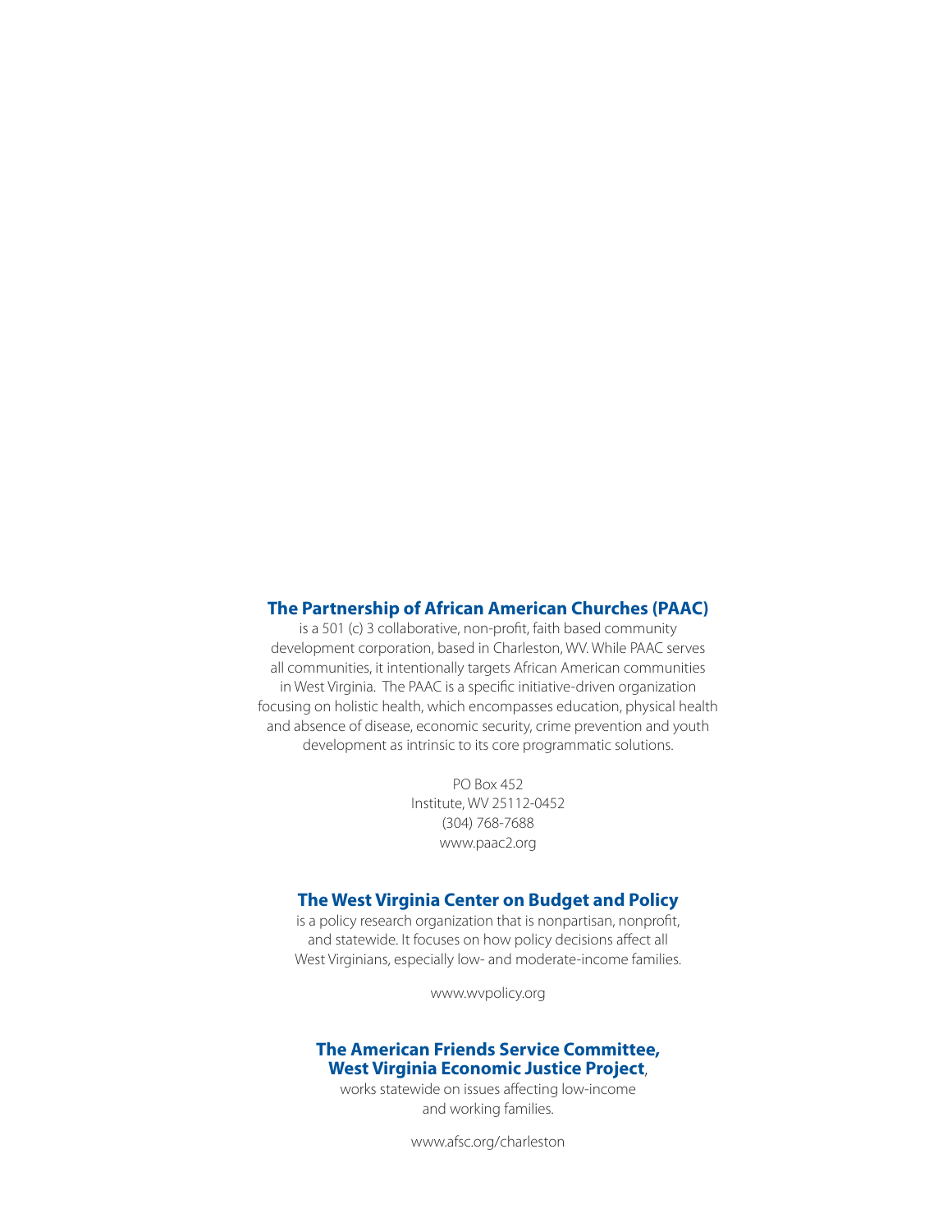**The Partnership of African American Churches (PAAC)** is a 501 (c) 3 collaborative, non-profit, faith based community development corporation, based in Charleston, WV. While PAAC serves all communities, it intentionally targets African American communities in West Virginia. The PAAC is a specific initiative-driven organization focusing on holistic health, which encompasses education, physical health and absence of disease, economic security, crime prevention and youth development as intrinsic to its core programmatic solutions.

PO Box 452
Institute, WV 25112-0452
(304) 768-7688
www.paac2.org

**The West Virginia Center on Budget and Policy** is a policy research organization that is nonpartisan, nonprofit, and statewide. It focuses on how policy decisions affect all West Virginians, especially low- and moderate-income families.

www.wvpolicy.org

**The American Friends Service Committee, West Virginia Economic Justice Project**, works statewide on issues affecting low-income and working families.

www.afsc.org/charleston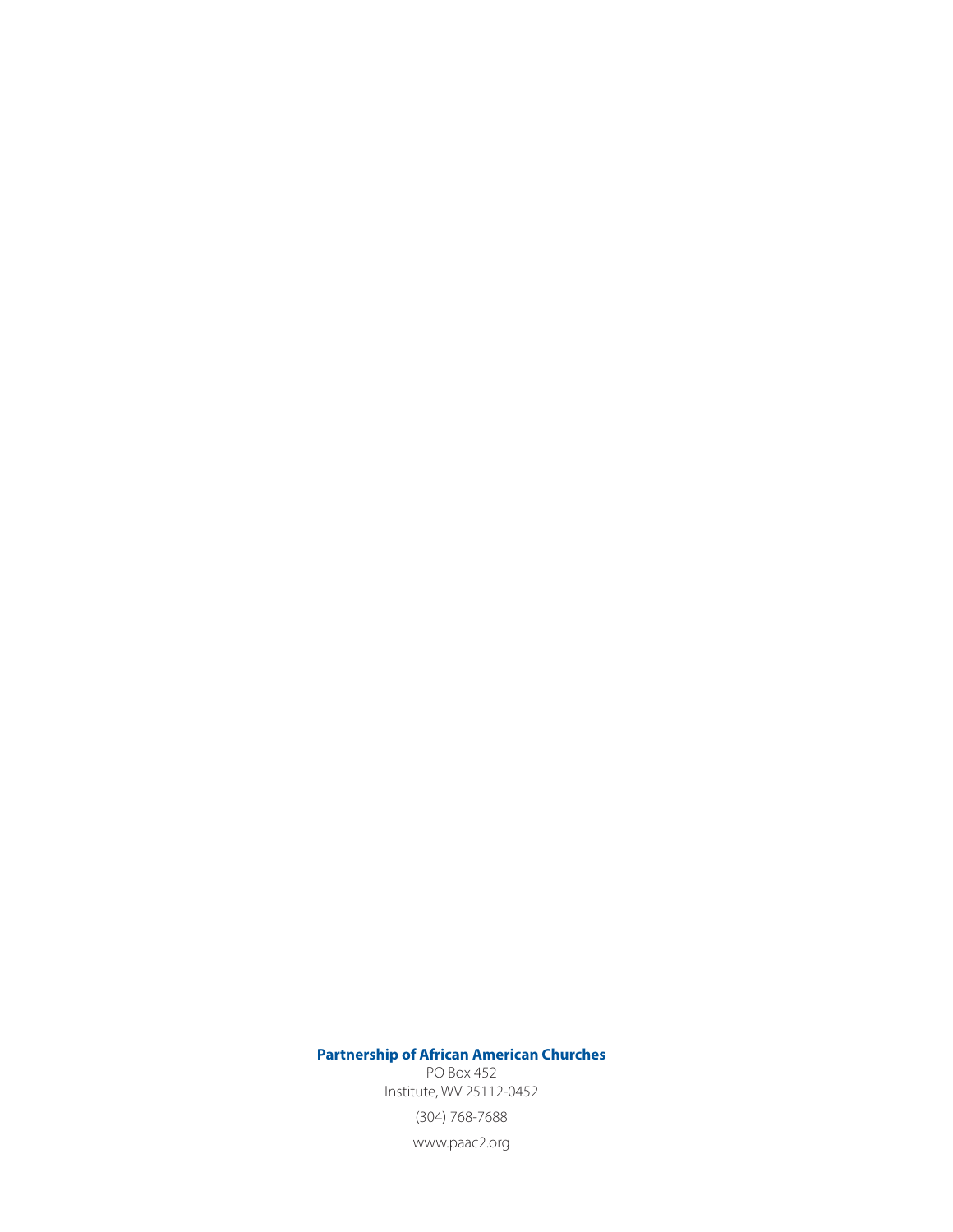**Partnership of African American Churches**

PO Box 452

Institute, WV 25112-0452

(304) 768-7688

www.paac2.org